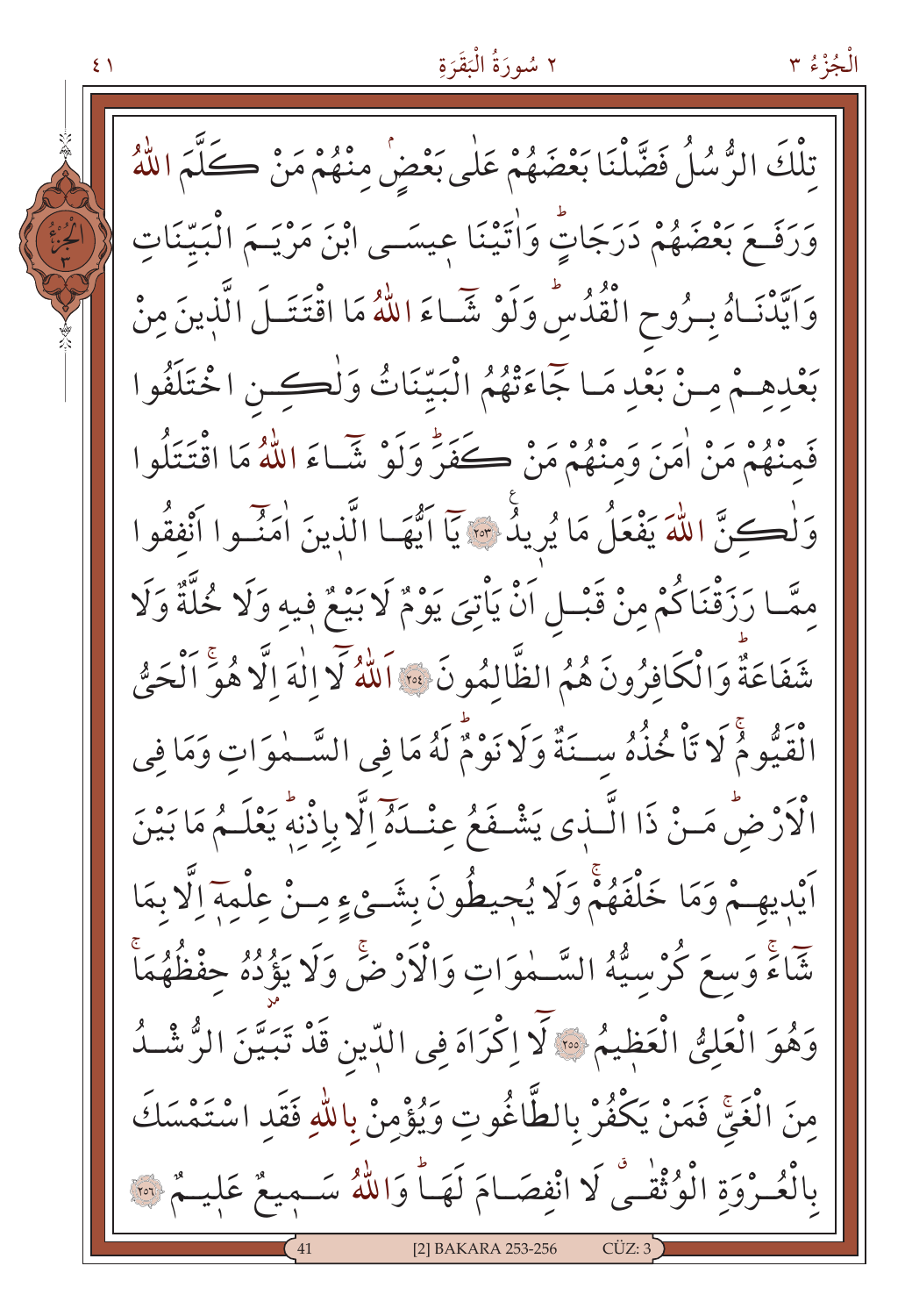تِلْكَ الرُّسُلُ فَضَّلْنَا بَعْضَهُمْ عَلٰى بَعْضٍۢ مِنْهُمْ مَنْ كَلَّمَ اللّٰهُ وَرَفَعَ بَعْضَهُمْ دَرَجَاتٍۜ وَاٰتَيْنَا عِيسَى ابْنَ مَرْيَمَ الْبَيِّنَاتِ وَاَيَّدْنَاهُ بِرُوحِ الْقُدُسِۜ وَلَوْ شَٓاءَ اللّٰهُ مَا اقْتَتَلَ الَّذِينَ مِنْ بَعْدِهِمْ مِنْ بَعْدِ مَا جَٓاءَتْهُمُ الْبَيِّنَاتُ وَلٰكِنِ اخْتَلَفُوا فَمِنْهُمْ مَنْ اٰمَنَ وَمِنْهُمْ مَنْ كَفَرَۜ وَلَوْ شَٓاءَ اللّٰهُ مَا اقْتَتَلُوا وَلٰكِنَّ اللّٰهَ يَفْعَلُ مَا يُرِيدُ ﴿٢٥٣﴾ يَٓا اَيُّهَا الَّذِينَ اٰمَنُٓوا اَنْفِقُوا مِمَّا رَزَقْنَاكُمْ مِنْ قَبْلِ اَنْ يَاْتِيَ يَوْمٌ لَا بَيْعٌ فِيهِ وَلَا خُلَّةٌ وَلَا شَفَاعَةٌۜ وَالْكَافِرُونَ هُمُ الظَّالِمُونَ ﴿٢٥٤﴾ اَللّٰهُ لَٓا اِلٰهَ اِلَّا هُوَۚ اَلْحَيُّ الْقَيُّومُۚ لَا تَاْخُذُهُ سِنَةٌ وَلَا نَوْمٌۜ لَهُ مَا فِي السَّمٰوَاتِ وَمَا فِي الْاَرْضِۜ مَنْ ذَا الَّذِي يَشْفَعُ عِنْدَهُٓ اِلَّا بِاِذْنِهِۜ يَعْلَمُ مَا بَيْنَ اَيْدِيهِمْ وَمَا خَلْفَهُمْۚ وَلَا يُحِيطُونَ بِشَيْءٍ مِنْ عِلْمِهِٓ اِلَّا بِمَا شَٓاءَۚ وَسِعَ كُرْسِيُّهُ السَّمٰوَاتِ وَالْاَرْضَۚ وَلَا يَؤُدُهُ حِفْظُهُمَاۚ وَهُوَ الْعَلِيُّ الْعَظِيمُ ﴿٢٥٥﴾ لَٓا اِكْرَاهَ فِي الدِّينِ قَدْ تَبَيَّنَ الرُّشْدُ مِنَ الْغَيِّۚ فَمَنْ يَكْفُرْ بِالطَّاغُوتِ وَيُؤْمِنْ بِاللّٰهِ فَقَدِ اسْتَمْسَكَ بِالْعُرْوَةِ الْوُثْقٰىۗ لَا انْفِصَامَ لَهَاۜ وَاللّٰهُ سَمِيعٌ عَلِيمٌ ﴿٢٥٦﴾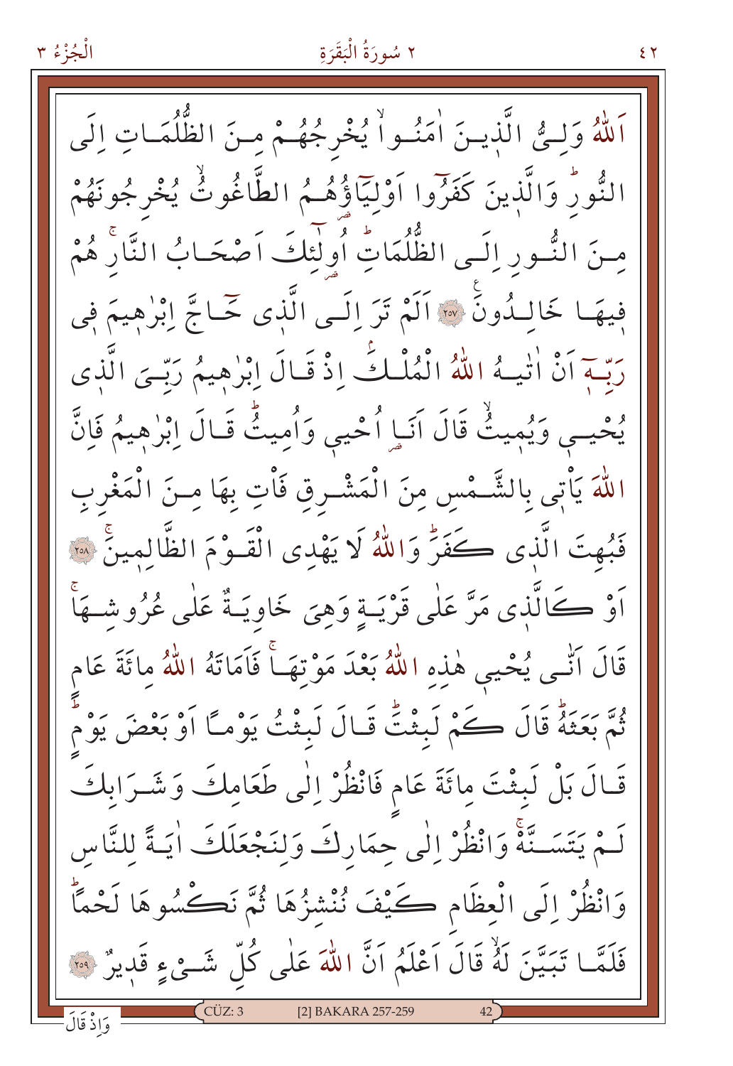اَللّٰهُ وَلِيُّ الَّذ۪ينَ اٰمَنُوا يُخْرِجُهُمْ مِنَ الظُّلُمَاتِ اِلَى النُّورِۜ وَالَّذ۪ينَ كَفَرُٓوا اَوْلِيَٓاؤُ۬هُمُ الطَّاغُوتُۙ يُخْرِجُونَهُمْ مِنَ النُّورِ اِلَى الظُّلُمَاتِۜ اُو۬لٰٓئِكَ اَصْحَابُ النَّارِۚ هُمْ ف۪يهَا خَالِدُونَ ﴿٢٥٧﴾ اَلَمْ تَرَ اِلَى الَّذ۪ي حَٓاجَّ اِبْرٰه۪يمَ ف۪ي رَبِّه۪ٓ اَنْ اٰتٰيهُ اللّٰهُ الْمُلْكَۢ اِذْ قَالَ اِبْرٰه۪يمُ رَبِّيَ الَّذ۪ي يُحْي۪ وَيُم۪يتُۙ قَالَ اَنَا۬ اُحْي۪ وَاُم۪يتُۜ قَالَ اِبْرٰه۪يمُ فَاِنَّ اللّٰهَ يَأْت۪ي بِالشَّمْسِ مِنَ الْمَشْرِقِ فَأْتِ بِهَا مِنَ الْمَغْرِبِ فَبُهِتَ الَّذ۪ي كَفَرَۜ وَاللّٰهُ لَا يَهْدِي الْقَوْمَ الظَّالِم۪ينَۚ ﴿٢٥٨﴾ اَوْ كَالَّذ۪ي مَرَّ عَلٰى قَرْيَةٍ وَهِيَ خَاوِيَةٌ عَلٰى عُرُوشِهَاۚ قَالَ اَنّٰى يُحْي۪ هٰذِهِ اللّٰهُ بَعْدَ مَوْتِهَاۚ فَاَمَاتَهُ اللّٰهُ مِائَةَ عَامٍ ثُمَّ بَعَثَهُۜ قَالَ كَمْ لَبِثْتَۜ قَالَ لَبِثْتُ يَوْمًا اَوْ بَعْضَ يَوْمٍۜ قَالَ بَلْ لَبِثْتَ مِائَةَ عَامٍ فَانْظُرْ اِلٰى طَعَامِكَ وَشَرَابِكَ لَمْ يَتَسَنَّهْۚ وَانْظُرْ اِلٰى حِمَارِكَ وَلِنَجْعَلَكَ اٰيَةً لِلنَّاسِ وَانْظُرْ اِلَى الْعِظَامِ كَيْفَ نُنْشِزُهَا ثُمَّ نَكْسُوهَا لَحْمًاۜ فَلَمَّا تَبَيَّنَ لَهُۙ قَالَ اَعْلَمُ اَنَّ اللّٰهَ عَلٰى كُلِّ شَيْءٍ قَد۪يرٌ ﴿٢٥٩﴾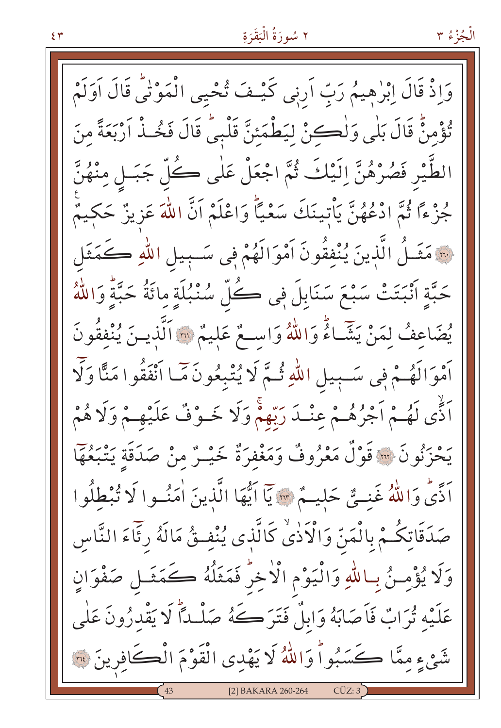وَاِذْ قَالَ اِبْرٰهِيمُ رَبِّ اَرِنٖى كَيْفَ تُحْيِى الْمَوْتٰىؕ قَالَ اَوَلَمْ تُؤْمِنْؕ قَالَ بَلٰى وَلٰكِنْ لِيَطْمَئِنَّ قَلْبٖىؕ قَالَ فَخُذْ اَرْبَعَةً مِنَ الطَّيْرِ فَصُرْهُنَّ اِلَيْكَ ثُمَّ اجْعَلْ عَلٰى كُلِّ جَبَلٍ مِنْهُنَّ جُزْءًا ثُمَّ ادْعُهُنَّ يَاْتٖينَكَ سَعْيًاؕ وَاعْلَمْ اَنَّ اللّٰهَ عَزٖيزٌ حَكٖيمٌ ﴿٢٦٠﴾ مَثَلُ الَّذٖينَ يُنْفِقُونَ اَمْوَالَهُمْ فٖى سَبٖيلِ اللّٰهِ كَمَثَلِ حَبَّةٍ اَنْبَتَتْ سَبْعَ سَنَابِلَ فٖى كُلِّ سُنْبُلَةٍ مِائَةُ حَبَّةٍؕ وَاللّٰهُ يُضَاعِفُ لِمَنْ يَشَاءُؕ وَاللّٰهُ وَاسِعٌ عَلٖيمٌ ﴿٢٦١﴾ اَلَّذٖينَ يُنْفِقُونَ اَمْوَالَهُمْ فٖى سَبٖيلِ اللّٰهِ ثُمَّ لَا يُتْبِعُونَ مَا اَنْفَقُوا مَنًّا وَلَا اَذًى لَهُمْ اَجْرُهُمْ عِنْدَ رَبِّهِمْۚ وَلَا خَوْفٌ عَلَيْهِمْ وَلَا هُمْ يَحْزَنُونَ ﴿٢٦٢﴾ قَوْلٌ مَعْرُوفٌ وَمَغْفِرَةٌ خَيْرٌ مِنْ صَدَقَةٍ يَتْبَعُهَا اَذًىؕ وَاللّٰهُ غَنِىٌّ حَلٖيمٌ ﴿٢٦٣﴾ يَا اَيُّهَا الَّذٖينَ اٰمَنُوا لَا تُبْطِلُوا صَدَقَاتِكُمْ بِالْمَنِّ وَالْاَذٰىۙ كَالَّذٖى يُنْفِقُ مَالَهُ رِئَاءَ النَّاسِ وَلَا يُؤْمِنُ بِاللّٰهِ وَالْيَوْمِ الْاٰخِرِؕ فَمَثَلُهُ كَمَثَلِ صَفْوَانٍ عَلَيْهِ تُرَابٌ فَاَصَابَهُ وَابِلٌ فَتَرَكَهُ صَلْدًاؕ لَا يَقْدِرُونَ عَلٰى شَيْءٍ مِمَّا كَسَبُواؕ وَاللّٰهُ لَا يَهْدِى الْقَوْمَ الْكَافِرٖينَ ﴿٢٦٤﴾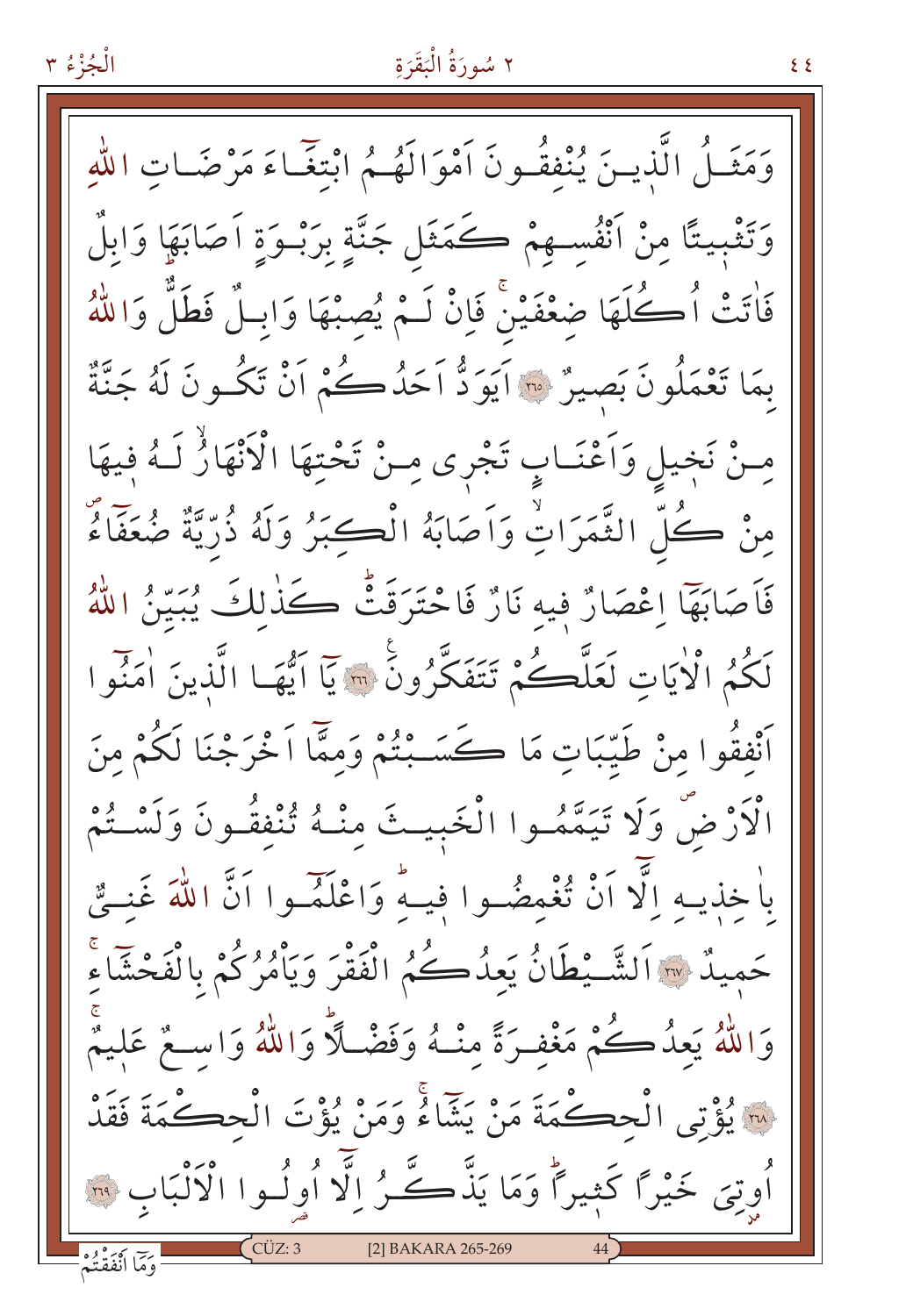وَمَثَلُ الَّذِينَ يُنْفِقُونَ اَمْوَالَهُمُ ابْتِغَٓاءَ مَرْضَاتِ اللّٰهِ وَتَثْبِيتًا مِنْ اَنْفُسِهِمْ كَمَثَلِ جَنَّةٍ بِرَبْوَةٍ اَصَابَهَا وَابِلٌ فَاٰتَتْ اُكُلَهَا ضِعْفَيْنِۚ فَاِنْ لَمْ يُصِبْهَا وَابِلٌ فَطَلٌّ وَاللّٰهُ بِمَا تَعْمَلُونَ بَصِيرٌ ﴿٢٦٥﴾ اَيَوَدُّ اَحَدُكُمْ اَنْ تَكُونَ لَهُ جَنَّةٌ مِنْ نَخِيلٍ وَاَعْنَابٍ تَجْرِي مِنْ تَحْتِهَا الْاَنْهَارُۙ لَهُ فِيهَا مِنْ كُلِّ الثَّمَرَاتِۙ وَاَصَابَهُ الْكِبَرُ وَلَهُ ذُرِّيَّةٌ ضُعَفَٓاءُۖ فَاَصَابَهَٓا اِعْصَارٌ فِيهِ نَارٌ فَاحْتَرَقَتْۜ كَذٰلِكَ يُبَيِّنُ اللّٰهُ لَكُمُ الْاٰيَاتِ لَعَلَّكُمْ تَتَفَكَّرُونَ ﴿٢٦٦﴾ يَٓا اَيُّهَا الَّذِينَ اٰمَنُٓوا اَنْفِقُوا مِنْ طَيِّبَاتِ مَا كَسَبْتُمْ وَمِمَّٓا اَخْرَجْنَا لَكُمْ مِنَ الْاَرْضِۖ وَلَا تَيَمَّمُوا الْخَبِيثَ مِنْهُ تُنْفِقُونَ وَلَسْتُمْ بِاٰخِذِيهِ اِلَّٓا اَنْ تُغْمِضُوا فِيهِۜ وَاعْلَمُٓوا اَنَّ اللّٰهَ غَنِيٌّ حَمِيدٌ ﴿٢٦٧﴾ اَلشَّيْطَانُ يَعِدُكُمُ الْفَقْرَ وَيَاْمُرُكُمْ بِالْفَحْشَٓاءِۚ وَاللّٰهُ يَعِدُكُمْ مَغْفِرَةً مِنْهُ وَفَضْلًاۜ وَاللّٰهُ وَاسِعٌ عَلِيمٌ ﴿٢٦٨﴾ يُؤْتِي الْحِكْمَةَ مَنْ يَشَٓاءُۚ وَمَنْ يُؤْتَ الْحِكْمَةَ فَقَدْ اُوتِيَ خَيْرًا كَثِيرًاۜ وَمَا يَذَّكَّرُ اِلَّٓا اُولُوا الْاَلْبَابِ ﴿٢٦٩﴾

وَمَٓا اَنْفَقْتُمْ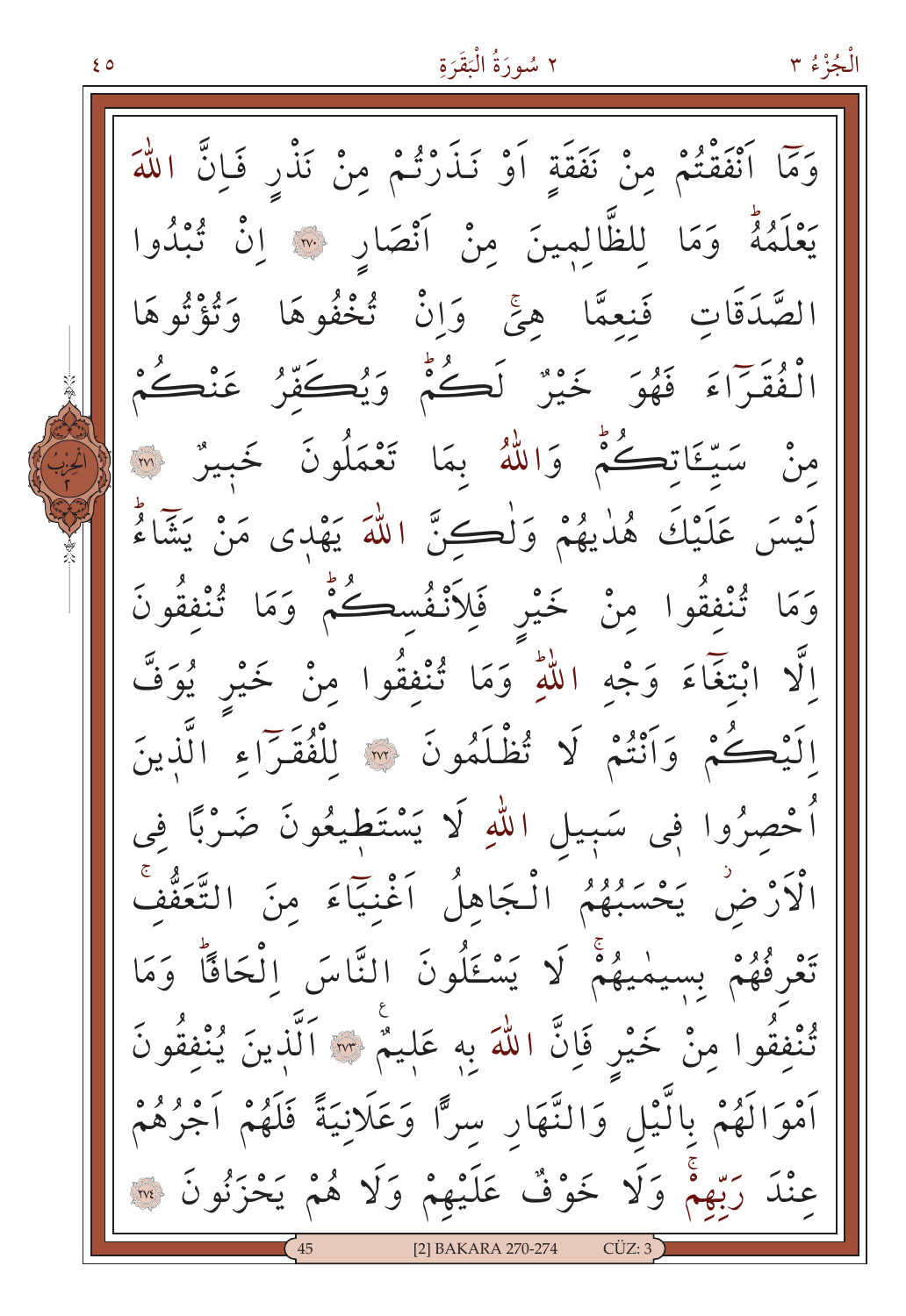وَمَٓا اَنْفَقْتُمْ مِنْ نَفَقَةٍ اَوْ نَذَرْتُمْ مِنْ نَذْرٍ فَاِنَّ اللّٰهَ يَعْلَمُهُۜ وَمَا لِلظَّالِمِينَ مِنْ اَنْصَارٍ ﴿٢٧٠﴾ اِنْ تُبْدُوا الصَّدَقَاتِ فَنِعِمَّا هِيَۚ وَاِنْ تُخْفُوهَا وَتُؤْتُوهَا الْفُقَرَٓاءَ فَهُوَ خَيْرٌ لَكُمْۜ وَيُكَفِّرُ عَنْكُمْ مِنْ سَيِّـَٔاتِكُمْۜ وَاللّٰهُ بِمَا تَعْمَلُونَ خَبِيرٌ ﴿٢٧١﴾ لَيْسَ عَلَيْكَ هُدٰيهُمْ وَلٰكِنَّ اللّٰهَ يَهْدِى مَنْ يَشَٓاءُۜ وَمَا تُنْفِقُوا مِنْ خَيْرٍ فَلِاَنْفُسِكُمْۜ وَمَا تُنْفِقُونَ اِلَّا ابْتِغَٓاءَ وَجْهِ اللّٰهِۜ وَمَا تُنْفِقُوا مِنْ خَيْرٍ يُوَفَّ اِلَيْكُمْ وَاَنْتُمْ لَا تُظْلَمُونَ ﴿٢٧٢﴾ لِلْفُقَرَٓاءِ الَّذِينَ اُحْصِرُوا فِى سَبِيلِ اللّٰهِ لَا يَسْتَطِيعُونَ ضَرْبًا فِى الْاَرْضِ يَحْسَبُهُمُ الْجَاهِلُ اَغْنِيَٓاءَ مِنَ التَّعَفُّفِۚ تَعْرِفُهُمْ بِسِيمٰيهُمْۚ لَا يَسْـَٔلُونَ النَّاسَ اِلْحَافًاۜ وَمَا تُنْفِقُوا مِنْ خَيْرٍ فَاِنَّ اللّٰهَ بِهٖ عَلِيمٌ ﴿٢٧٣﴾ اَلَّذِينَ يُنْفِقُونَ اَمْوَالَهُمْ بِالَّيْلِ وَالنَّهَارِ سِرًّا وَعَلَانِيَةً فَلَهُمْ اَجْرُهُمْ عِنْدَ رَبِّهِمْۚ وَلَا خَوْفٌ عَلَيْهِمْ وَلَا هُمْ يَحْزَنُونَ ﴿٢٧٤﴾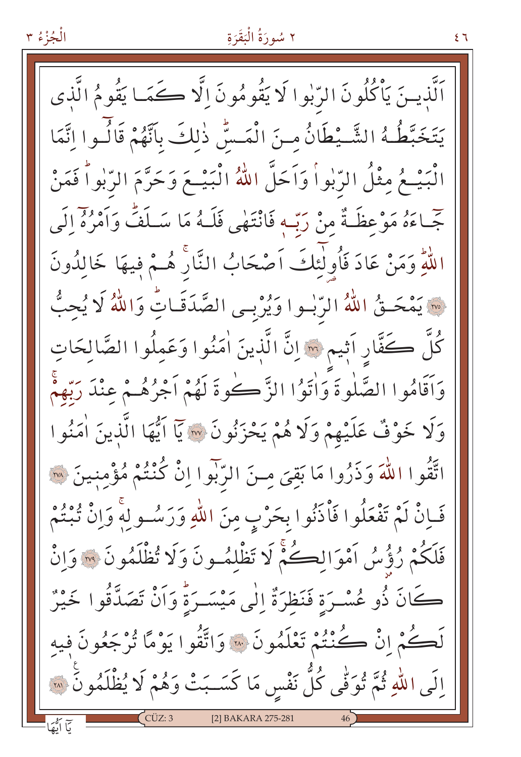اَلَّذِينَ يَأْكُلُونَ الرِّبٰوا لَا يَقُومُونَ اِلَّا كَمَا يَقُومُ الَّذٖى يَتَخَبَّطُهُ الشَّيْطَانُ مِنَ الْمَسِّۜ ذٰلِكَ بِاَنَّهُمْ قَالُٓوا اِنَّمَا الْبَيْعُ مِثْلُ الرِّبٰواۢ وَاَحَلَّ اللّٰهُ الْبَيْعَ وَحَرَّمَ الرِّبٰواۜ فَمَنْ جَٓاءَهُ مَوْعِظَةٌ مِنْ رَبِّهٖ فَانْتَهٰى فَلَهُ مَا سَلَفَۜ وَاَمْرُهُٓ اِلَى اللّٰهِۜ وَمَنْ عَادَ فَاُو۬لٰٓئِكَ اَصْحَابُ النَّارِۚ هُمْ فٖيهَا خَالِدُونَ ﴿٢٧٥﴾ يَمْحَقُ اللّٰهُ الرِّبٰوا وَيُرْبِى الصَّدَقَاتِۜ وَاللّٰهُ لَا يُحِبُّ كُلَّ كَفَّارٍ اَثٖيمٍ ﴿٢٧٦﴾ اِنَّ الَّذٖينَ اٰمَنُوا وَعَمِلُوا الصَّالِحَاتِ وَاَقَامُوا الصَّلٰوةَ وَاٰتَوُا الزَّكٰوةَ لَهُمْ اَجْرُهُمْ عِنْدَ رَبِّهِمْۚ وَلَا خَوْفٌ عَلَيْهِمْ وَلَا هُمْ يَحْزَنُونَ ﴿٢٧٧﴾ يَٓا اَيُّهَا الَّذٖينَ اٰمَنُوا اتَّقُوا اللّٰهَ وَذَرُوا مَا بَقِىَ مِنَ الرِّبٰٓوا اِنْ كُنْتُمْ مُؤْمِنٖينَ ﴿٢٧٨﴾ فَاِنْ لَمْ تَفْعَلُوا فَأْذَنُوا بِحَرْبٍ مِنَ اللّٰهِ وَرَسُولِهٖۚ وَاِنْ تُبْتُمْ فَلَكُمْ رُؤُ۫سُ اَمْوَالِكُمْۚ لَا تَظْلِمُونَ وَلَا تُظْلَمُونَ ﴿٢٧٩﴾ وَاِنْ كَانَ ذُو عُسْرَةٍ فَنَظِرَةٌ اِلٰى مَيْسَرَةٍۜ وَاَنْ تَصَدَّقُوا خَيْرٌ لَكُمْ اِنْ كُنْتُمْ تَعْلَمُونَ ﴿٢٨٠﴾ وَاتَّقُوا يَوْمًا تُرْجَعُونَ فٖيهِ اِلَى اللّٰهِ ثُمَّ تُوَفّٰى كُلُّ نَفْسٍ مَا كَسَبَتْ وَهُمْ لَا يُظْلَمُونَ ﴿٢٨١﴾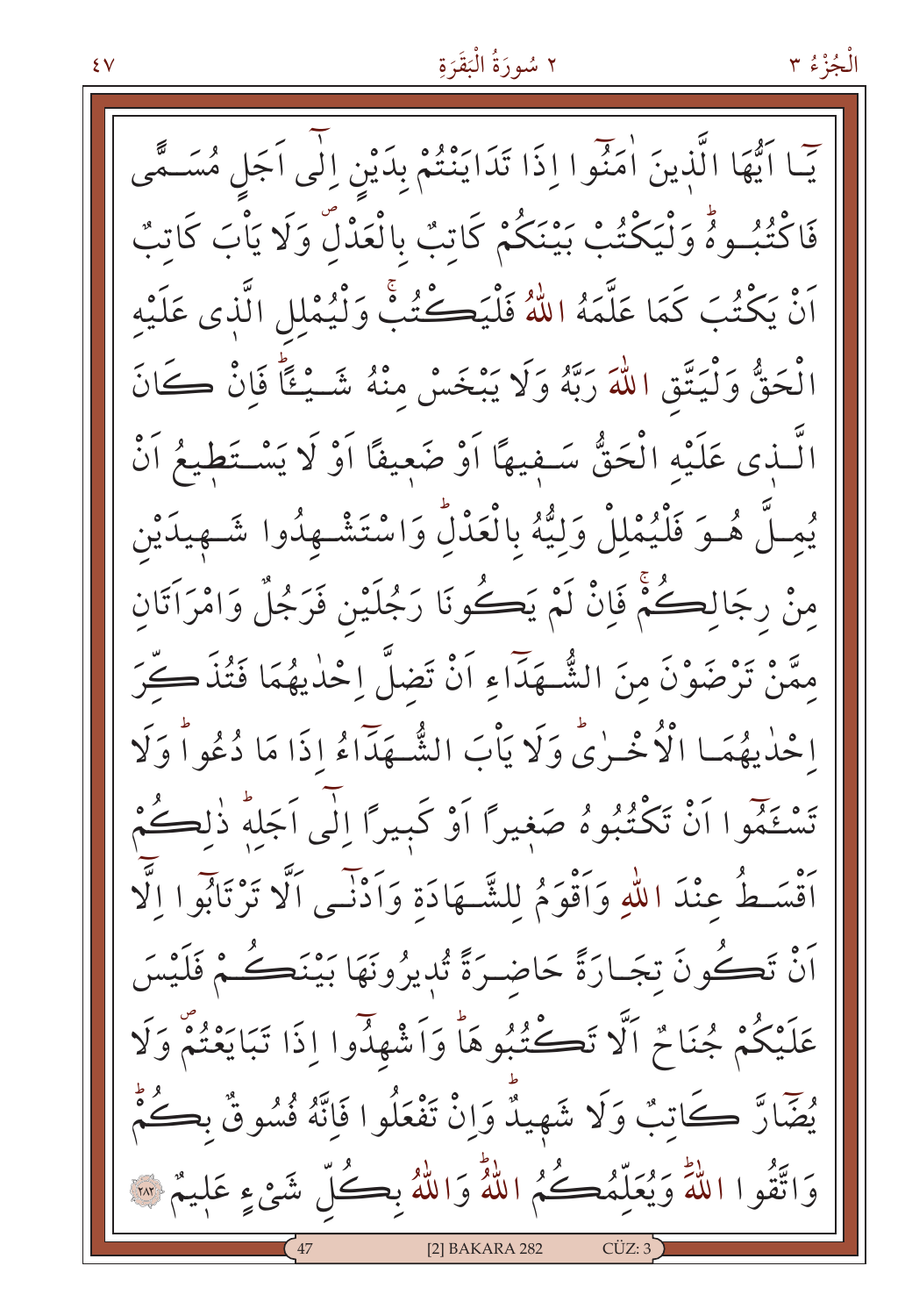يَٓا اَيُّهَا الَّذِينَ اٰمَنُٓوا اِذَا تَدَايَنْتُمْ بِدَيْنٍ اِلٰٓى اَجَلٍ مُسَمًّى فَاكْتُبُوهُۜ وَلْيَكْتُبْ بَيْنَكُمْ كَاتِبٌ بِالْعَدْلِۖ وَلَا يَأْبَ كَاتِبٌ اَنْ يَكْتُبَ كَمَا عَلَّمَهُ اللّٰهُ فَلْيَكْتُبْۚ وَلْيُمْلِلِ الَّذٖى عَلَيْهِ الْحَقُّ وَلْيَتَّقِ اللّٰهَ رَبَّهُ وَلَا يَبْخَسْ مِنْهُ شَيْـًٔاۜ فَاِنْ كَانَ الَّذٖى عَلَيْهِ الْحَقُّ سَفٖيهًا اَوْ ضَعٖيفًا اَوْ لَا يَسْتَطٖيعُ اَنْ يُمِلَّ هُوَ فَلْيُمْلِلْ وَلِيُّهُ بِالْعَدْلِۜ وَاسْتَشْهِدُوا شَهٖيدَيْنِ مِنْ رِجَالِكُمْۚ فَاِنْ لَمْ يَكُونَا رَجُلَيْنِ فَرَجُلٌ وَامْرَاَتَانِ مِمَّنْ تَرْضَوْنَ مِنَ الشُّهَدَٓاءِ اَنْ تَضِلَّ اِحْدٰيهُمَا فَتُذَكِّرَ اِحْدٰيهُمَا الْاُخْرٰىۜ وَلَا يَأْبَ الشُّهَدَٓاءُ اِذَا مَا دُعُواۜ وَلَا تَسْـَٔمُٓوا اَنْ تَكْتُبُوهُ صَغٖيرًا اَوْ كَبٖيرًا اِلٰٓى اَجَلِهٖۜ ذٰلِكُمْ اَقْسَطُ عِنْدَ اللّٰهِ وَاَقْوَمُ لِلشَّهَادَةِ وَاَدْنٰٓى اَلَّا تَرْتَابُٓوا اِلَّٓا اَنْ تَكُونَ تِجَارَةً حَاضِرَةً تُدٖيرُونَهَا بَيْنَكُمْ فَلَيْسَ عَلَيْكُمْ جُنَاحٌ اَلَّا تَكْتُبُوهَاۜ وَاَشْهِدُٓوا اِذَا تَبَايَعْتُمْۖ وَلَا يُضَٓارَّ كَاتِبٌ وَلَا شَهٖيدٌۜ وَاِنْ تَفْعَلُوا فَاِنَّهُ فُسُوقٌ بِكُمْۜ وَاتَّقُوا اللّٰهَۜ وَيُعَلِّمُكُمُ اللّٰهُۜ وَاللّٰهُ بِكُلِّ شَيْءٍ عَلٖيمٌ ﴿٢٨٢﴾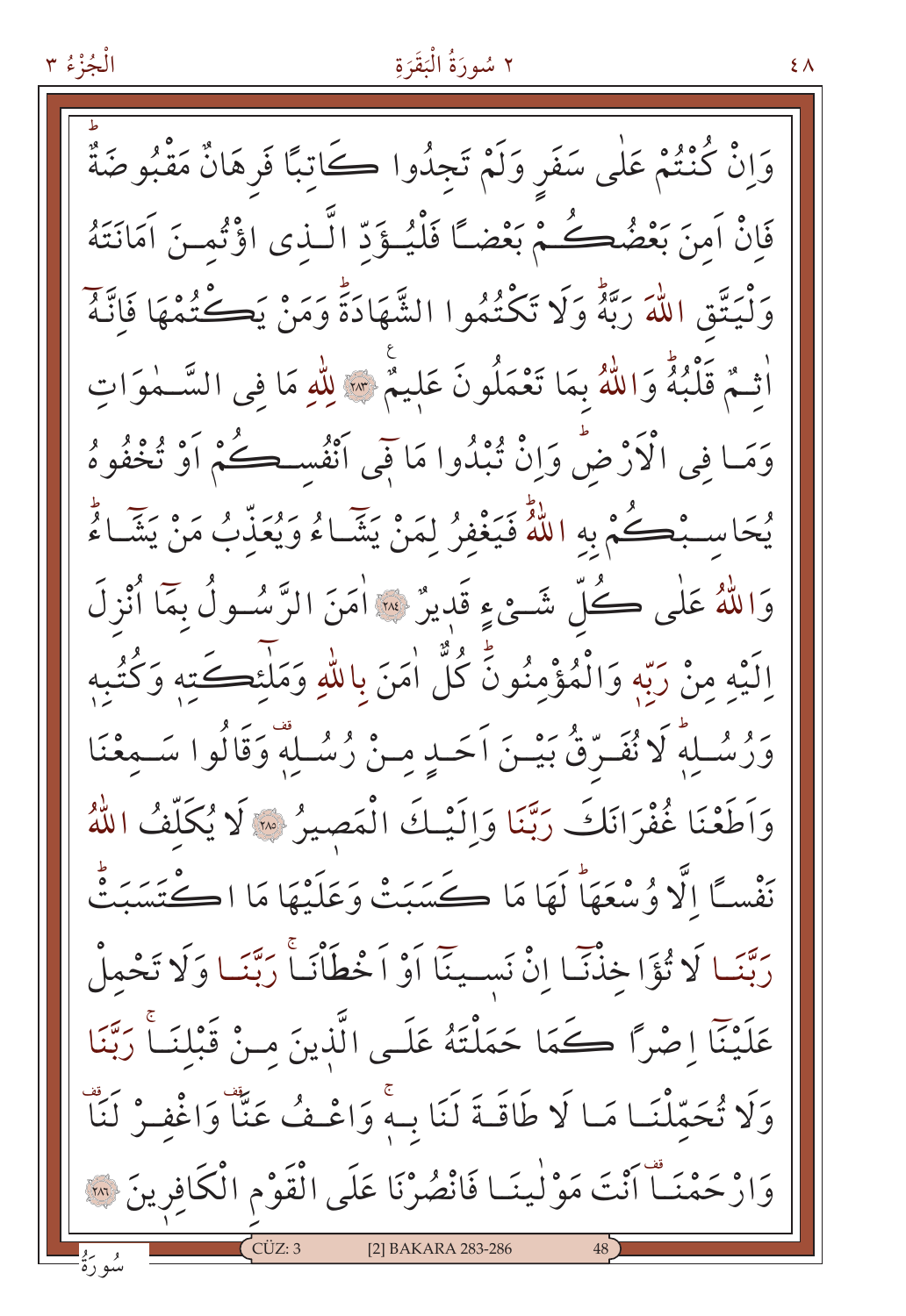وَاِنْ كُنْتُمْ عَلٰى سَفَرٍ وَلَمْ تَجِدُوا كَاتِبًا فَرِهَانٌ مَقْبُوضَةٌ فَاِنْ اَمِنَ بَعْضُكُمْ بَعْضًا فَلْيُؤَدِّ الَّذِى اؤْتُمِنَ اَمَانَتَهُ وَلْيَتَّقِ اللّٰهَ رَبَّهُ وَلَا تَكْتُمُوا الشَّهَادَةَ وَمَنْ يَكْتُمْهَا فَاِنَّهُ اٰثِمٌ قَلْبُهُ وَاللّٰهُ بِمَا تَعْمَلُونَ عَلِيمٌ ﴿٢٨٣﴾ لِلّٰهِ مَا فِى السَّمٰوَاتِ وَمَا فِى الْاَرْضِ وَاِنْ تُبْدُوا مَا فٖۤى اَنْفُسِكُمْ اَوْ تُخْفُوهُ يُحَاسِبْكُمْ بِهِ اللّٰهُ فَيَغْفِرُ لِمَنْ يَشَٓاءُ وَيُعَذِّبُ مَنْ يَشَٓاءُ وَاللّٰهُ عَلٰى كُلِّ شَيْءٍ قَدِيرٌ ﴿٢٨٤﴾ اٰمَنَ الرَّسُولُ بِمَٓا اُنْزِلَ اِلَيْهِ مِنْ رَبِّهٖ وَالْمُؤْمِنُونَ كُلٌّ اٰمَنَ بِاللّٰهِ وَمَلٰٓئِكَتِهٖ وَكُتُبِهٖ وَرُسُلِهٖ لَا نُفَرِّقُ بَيْنَ اَحَدٍ مِنْ رُسُلِهٖ وَقَالُوا سَمِعْنَا وَاَطَعْنَا غُفْرَانَكَ رَبَّنَا وَاِلَيْكَ الْمَصِيرُ ﴿٢٨٥﴾ لَا يُكَلِّفُ اللّٰهُ نَفْسًا اِلَّا وُسْعَهَا لَهَا مَا كَسَبَتْ وَعَلَيْهَا مَا اكْتَسَبَتْ رَبَّنَا لَا تُؤَاخِذْنَٓا اِنْ نَسٖينَٓا اَوْ اَخْطَاْنَا رَبَّنَا وَلَا تَحْمِلْ عَلَيْنَٓا اِصْرًا كَمَا حَمَلْتَهُ عَلَى الَّذٖينَ مِنْ قَبْلِنَا رَبَّنَا وَلَا تُحَمِّلْنَا مَا لَا طَاقَةَ لَنَا بِهٖ وَاعْفُ عَنَّا وَاغْفِرْ لَنَا وَارْحَمْنَا اَنْتَ مَوْلٰينَا فَانْصُرْنَا عَلَى الْقَوْمِ الْكَافِرٖينَ ﴿٢٨٦﴾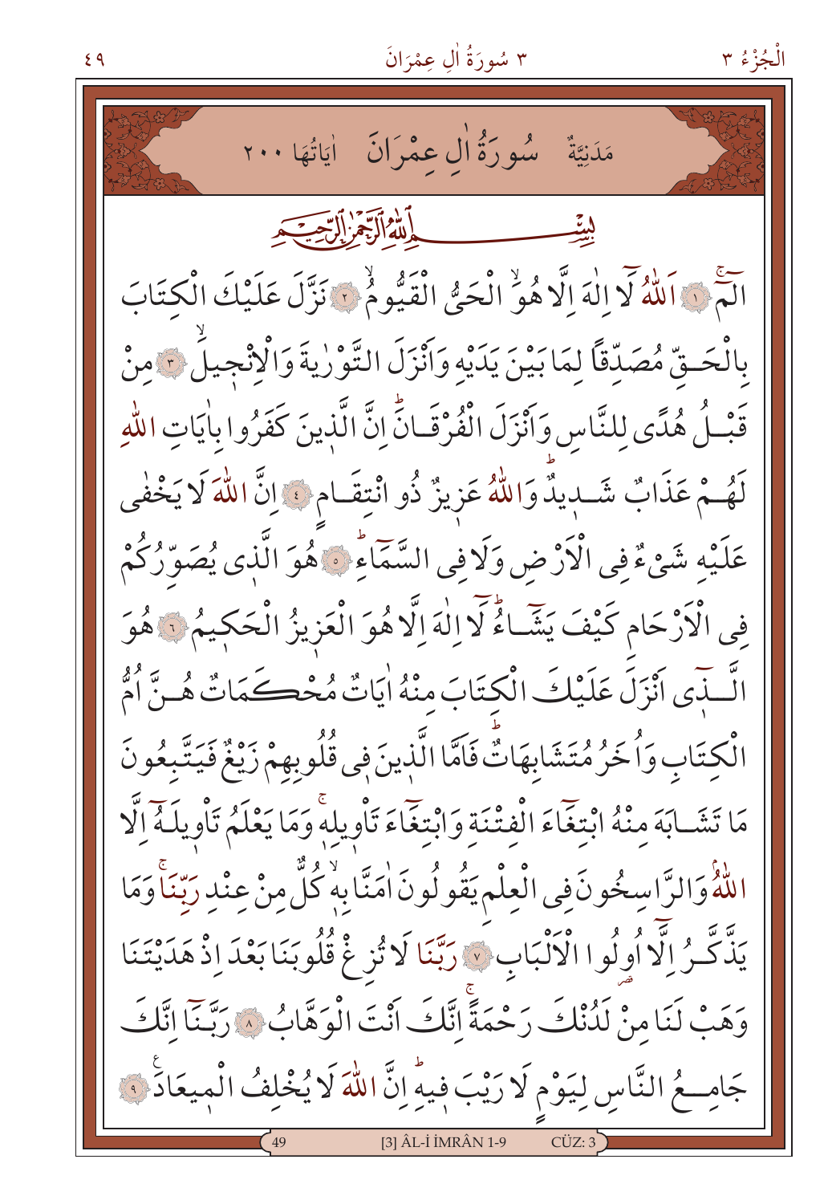# مَدَنِيَّةٌ سُورَةُ اٰلِ عِمْرَانَ اٰيَاتُهَا ٢٠٠

بِسْمِ اللّٰهِ الرَّحْمٰنِ الرَّحِيمِ

الٓمٓ ﴿١﴾ اَللّٰهُ لَٓا اِلٰهَ اِلَّا هُوَۙ الْحَيُّ الْقَيُّومُۜ ﴿٢﴾ نَزَّلَ عَلَيْكَ الْكِتَابَ بِالْحَقِّ مُصَدِّقًا لِمَا بَيْنَ يَدَيْهِ وَاَنْزَلَ التَّوْرٰيةَ وَالْاِنْجِيلَۙ ﴿٣﴾ مِنْ قَبْلُ هُدًى لِلنَّاسِ وَاَنْزَلَ الْفُرْقَانَۜ اِنَّ الَّذِينَ كَفَرُوا بِاٰيَاتِ اللّٰهِ لَهُمْ عَذَابٌ شَدِيدٌۜ وَاللّٰهُ عَزِيزٌ ذُو انْتِقَامٍ ﴿٤﴾ اِنَّ اللّٰهَ لَا يَخْفٰى عَلَيْهِ شَيْءٌ فِي الْاَرْضِ وَلَا فِي السَّمَٓاءِۜ ﴿٥﴾ هُوَ الَّذِي يُصَوِّرُكُمْ فِي الْاَرْحَامِ كَيْفَ يَشَٓاءُۜ لَٓا اِلٰهَ اِلَّا هُوَ الْعَزِيزُ الْحَكِيمُ ﴿٦﴾ هُوَ الَّذِٓي اَنْزَلَ عَلَيْكَ الْكِتَابَ مِنْهُ اٰيَاتٌ مُحْكَمَاتٌ هُنَّ اُمُّ الْكِتَابِ وَاُخَرُ مُتَشَابِهَاتٌۜ فَاَمَّا الَّذِينَ فِي قُلُوبِهِمْ زَيْغٌ فَيَتَّبِعُونَ مَا تَشَابَهَ مِنْهُ ابْتِغَٓاءَ الْفِتْنَةِ وَابْتِغَٓاءَ تَاْوِيلِهِۚ وَمَا يَعْلَمُ تَاْوِيلَهُٓ اِلَّا اللّٰهُۘ وَالرَّاسِخُونَ فِي الْعِلْمِ يَقُولُونَ اٰمَنَّا بِهِۙ كُلٌّ مِنْ عِنْدِ رَبِّنَاۚ وَمَا يَذَّكَّرُ اِلَّٓا اُولُوا الْاَلْبَابِ ﴿٧﴾ رَبَّنَا لَا تُزِغْ قُلُوبَنَا بَعْدَ اِذْ هَدَيْتَنَا وَهَبْ لَنَا مِنْ لَدُنْكَ رَحْمَةًۚ اِنَّكَ اَنْتَ الْوَهَّابُ ﴿٨﴾ رَبَّنَٓا اِنَّكَ جَامِعُ النَّاسِ لِيَوْمٍ لَا رَيْبَ فِيهِۜ اِنَّ اللّٰهَ لَا يُخْلِفُ الْمِيعَادَ ﴿٩﴾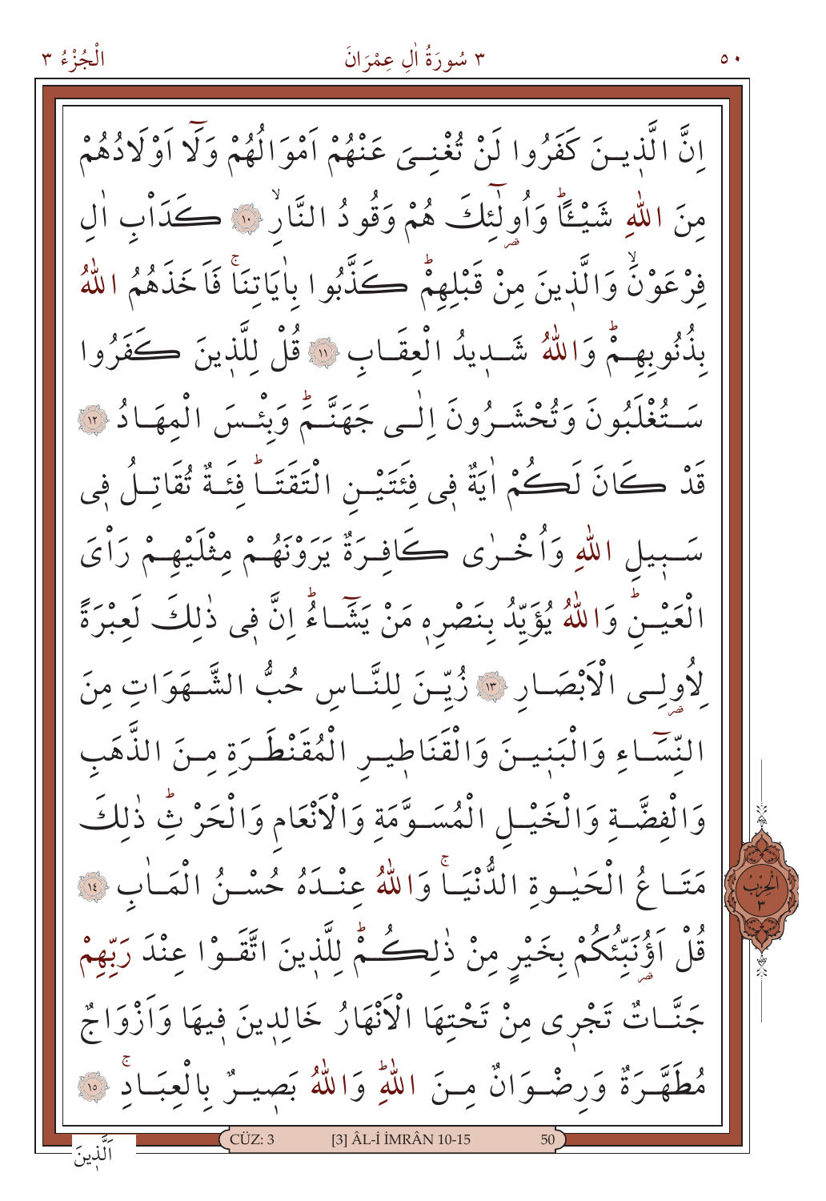اِنَّ الَّذٖينَ كَفَرُوا لَنْ تُغْنِىَ عَنْهُمْ اَمْوَالُهُمْ وَلَٓا اَوْلَادُهُمْ مِنَ اللّٰهِ شَيْـًٔاۜ وَاُو۬لٰٓئِكَ هُمْ وَقُودُ النَّارِۙ ﴿١٠﴾ كَدَاْبِ اٰلِ فِرْعَوْنَۙ وَالَّذٖينَ مِنْ قَبْلِهِمْۜ كَذَّبُوا بِاٰيَاتِنَاۚ فَاَخَذَهُمُ اللّٰهُ بِذُنُوبِهِمْۜ وَاللّٰهُ شَدٖيدُ الْعِقَابِ ﴿١١﴾ قُلْ لِلَّذٖينَ كَفَرُوا سَتُغْلَبُونَ وَتُحْشَرُونَ اِلٰى جَهَنَّمَۜ وَبِئْسَ الْمِهَادُ ﴿١٢﴾ قَدْ كَانَ لَكُمْ اٰيَةٌ فٖى فِئَتَيْنِ الْتَقَتَاۜ فِئَةٌ تُقَاتِلُ فٖى سَبٖيلِ اللّٰهِ وَاُخْرٰى كَافِرَةٌ يَرَوْنَهُمْ مِثْلَيْهِمْ رَاْيَ الْعَيْنِۜ وَاللّٰهُ يُؤَيِّدُ بِنَصْرِهٖ مَنْ يَشَٓاءُۜ اِنَّ فٖى ذٰلِكَ لَعِبْرَةً لِاُو۬لِى الْاَبْصَارِ ﴿١٣﴾ زُيِّنَ لِلنَّاسِ حُبُّ الشَّهَوَاتِ مِنَ النِّسَٓاءِ وَالْبَنٖينَ وَالْقَنَاطٖيرِ الْمُقَنْطَرَةِ مِنَ الذَّهَبِ وَالْفِضَّةِ وَالْخَيْلِ الْمُسَوَّمَةِ وَالْاَنْعَامِ وَالْحَرْثِۜ ذٰلِكَ مَتَاعُ الْحَيٰوةِ الدُّنْيَاۚ وَاللّٰهُ عِنْدَهُ حُسْنُ الْمَاٰبِ ﴿١٤﴾ قُلْ اَؤُ۬نَبِّئُكُمْ بِخَيْرٍ مِنْ ذٰلِكُمْۜ لِلَّذٖينَ اتَّقَوْا عِنْدَ رَبِّهِمْ جَنَّاتٌ تَجْرٖى مِنْ تَحْتِهَا الْاَنْهَارُ خَالِدٖينَ فٖيهَا وَاَزْوَاجٌ مُطَهَّرَةٌ وَرِضْوَانٌ مِنَ اللّٰهِۜ وَاللّٰهُ بَصٖيرٌ بِالْعِبَادِۚ ﴿١٥﴾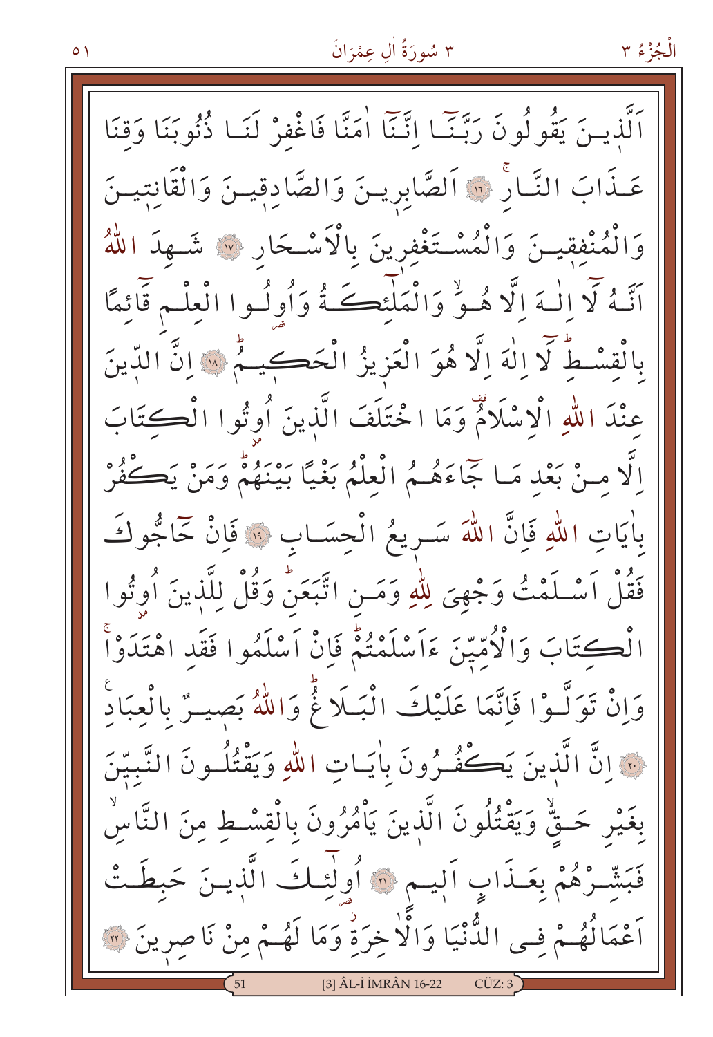اَلَّذ۪ينَ يَقُولُونَ رَبَّنَٓا اِنَّنَٓا اٰمَنَّا فَاغْفِرْ لَنَا ذُنُوبَنَا وَقِنَا عَذَابَ النَّارِۚ ﴿١٦﴾ اَلصَّابِر۪ينَ وَالصَّادِق۪ينَ وَالْقَانِت۪ينَ وَالْمُنْفِق۪ينَ وَالْمُسْتَغْفِر۪ينَ بِالْاَسْحَارِ ﴿١٧﴾ شَهِدَ اللّٰهُ اَنَّهُ لَٓا اِلٰهَ اِلَّا هُوَۙ وَالْمَلٰٓئِكَةُ وَاُو۬لُوا الْعِلْمِ قَٓائِمًا بِالْقِسْطِۜ لَٓا اِلٰهَ اِلَّا هُوَ الْعَز۪يزُ الْحَك۪يمُۜ ﴿١٨﴾ اِنَّ الدّ۪ينَ عِنْدَ اللّٰهِ الْاِسْلَامُ۠ وَمَا اخْتَلَفَ الَّذ۪ينَ اُو۫تُوا الْكِتَابَ اِلَّا مِنْ بَعْدِ مَا جَٓاءَهُمُ الْعِلْمُ بَغْيًا بَيْنَهُمْۜ وَمَنْ يَكْفُرْ بِاٰيَاتِ اللّٰهِ فَاِنَّ اللّٰهَ سَر۪يعُ الْحِسَابِ ﴿١٩﴾ فَاِنْ حَٓاجُّوكَ فَقُلْ اَسْلَمْتُ وَجْهِيَ لِلّٰهِ وَمَنِ اتَّبَعَنِۜ وَقُلْ لِلَّذ۪ينَ اُو۫تُوا الْكِتَابَ وَالْاُمِّيّ۪نَ ءَاَسْلَمْتُمْۜ فَاِنْ اَسْلَمُوا فَقَدِ اهْتَدَوْاۚ وَاِنْ تَوَلَّوْا فَاِنَّمَا عَلَيْكَ الْبَلَاغُۜ وَاللّٰهُ بَص۪يرٌ بِالْعِبَادِ ﴿٢٠﴾ اِنَّ الَّذ۪ينَ يَكْفُرُونَ بِاٰيَاتِ اللّٰهِ وَيَقْتُلُونَ النَّبِيّ۪نَ بِغَيْرِ حَقٍّۙ وَيَقْتُلُونَ الَّذ۪ينَ يَأْمُرُونَ بِالْقِسْطِ مِنَ النَّاسِۙ فَبَشِّرْهُمْ بِعَذَابٍ اَل۪يمٍ ﴿٢١﴾ اُو۬لٰٓئِكَ الَّذ۪ينَ حَبِطَتْ اَعْمَالُهُمْ فِي الدُّنْيَا وَالْاٰخِرَةِۘ وَمَا لَهُمْ مِنْ نَاصِر۪ينَ ﴿٢٢﴾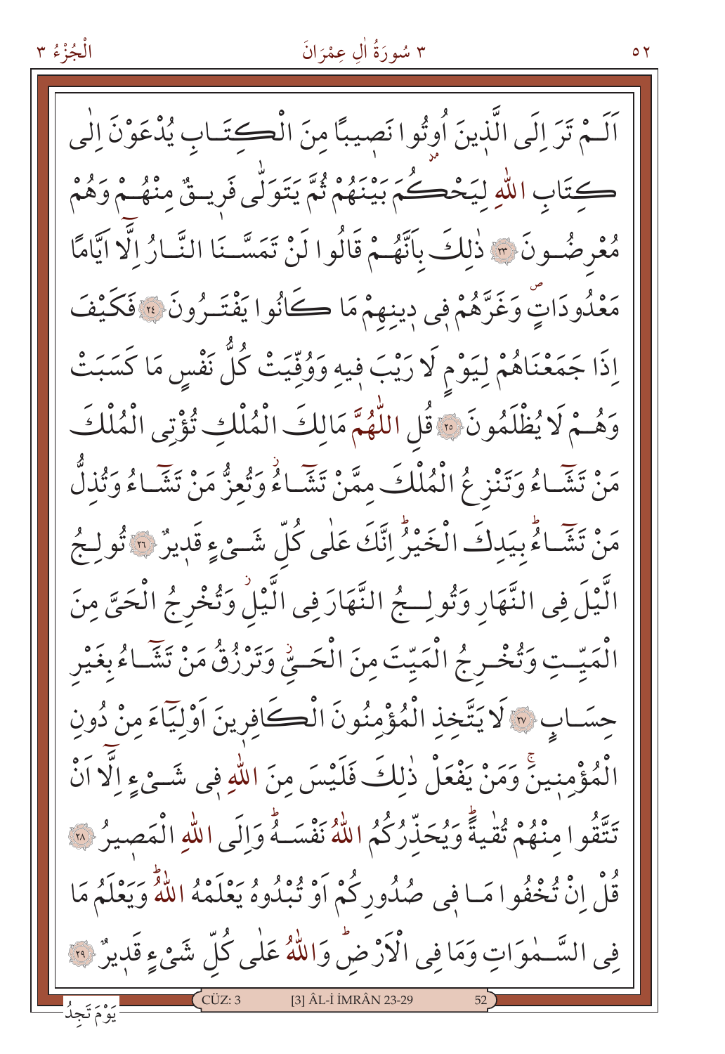اَلَمْ تَرَ اِلَى الَّذينَ اُوتُوا نَصيبًا مِنَ الْكِتَابِ يُدْعَوْنَ اِلٰى كِتَابِ اللّٰهِ لِيَحْكُمَ بَيْنَهُمْ ثُمَّ يَتَوَلّٰى فَريقٌ مِنْهُمْ وَهُمْ مُعْرِضُونَ ﴿٢٣﴾ ذٰلِكَ بِاَنَّهُمْ قَالُوا لَنْ تَمَسَّنَا النَّارُ اِلَّا اَيَّامًا مَعْدُودَاتٍ وَغَرَّهُمْ فى دينِهِمْ مَا كَانُوا يَفْتَرُونَ ﴿٢٤﴾ فَكَيْفَ اِذَا جَمَعْنَاهُمْ لِيَوْمٍ لَا رَيْبَ فيهِ وَوُفِّيَتْ كُلُّ نَفْسٍ مَا كَسَبَتْ وَهُمْ لَا يُظْلَمُونَ ﴿٢٥﴾ قُلِ اللّٰهُمَّ مَالِكَ الْمُلْكِ تُؤْتِى الْمُلْكَ مَنْ تَشَاۤءُ وَتَنْزِعُ الْمُلْكَ مِمَّنْ تَشَاۤءُ وَتُعِزُّ مَنْ تَشَاۤءُ وَتُذِلُّ مَنْ تَشَاۤءُ بِيَدِكَ الْخَيْرُ اِنَّكَ عَلٰى كُلِّ شَیْءٍ قَديرٌ ﴿٢٦﴾ تُولِجُ الَّيْلَ فِى النَّهَارِ وَتُولِجُ النَّهَارَ فِى الَّيْلِ وَتُخْرِجُ الْحَیَّ مِنَ الْمَيِّتِ وَتُخْرِجُ الْمَيِّتَ مِنَ الْحَیِّ وَتَرْزُقُ مَنْ تَشَاۤءُ بِغَيْرِ حِسَابٍ ﴿٢٧﴾ لَا يَتَّخِذِ الْمُؤْمِنُونَ الْكَافِرينَ اَوْلِيَاۤءَ مِنْ دُونِ الْمُؤْمِنينَ وَمَنْ يَفْعَلْ ذٰلِكَ فَلَيْسَ مِنَ اللّٰهِ فى شَیْءٍ اِلَّا اَنْ تَتَّقُوا مِنْهُمْ تُقٰيةً وَيُحَذِّرُكُمُ اللّٰهُ نَفْسَهُ وَاِلَى اللّٰهِ الْمَصيرُ ﴿٢٨﴾ قُلْ اِنْ تُخْفُوا مَا فى صُدُورِكُمْ اَوْ تُبْدُوهُ يَعْلَمْهُ اللّٰهُ وَيَعْلَمُ مَا فِى السَّمٰوَاتِ وَمَا فِى الْاَرْضِ وَاللّٰهُ عَلٰى كُلِّ شَیْءٍ قَديرٌ ﴿٢٩﴾

يَوْمَ تَجِدُ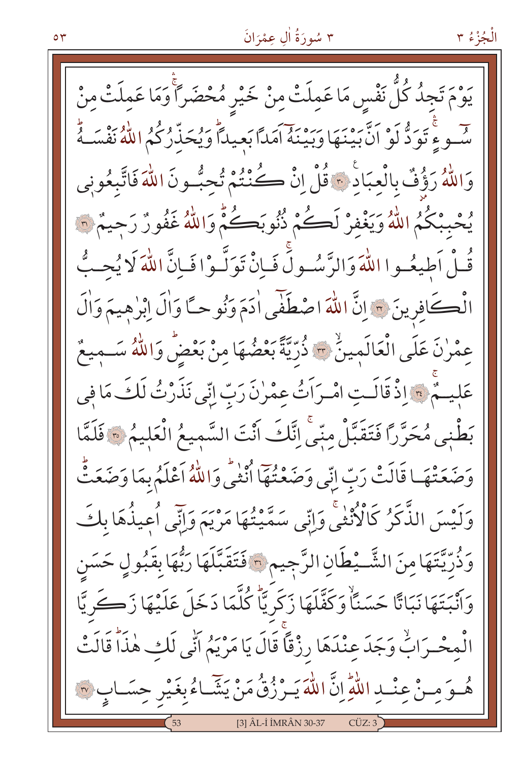يَوْمَ تَجِدُ كُلُّ نَفْسٍ مَا عَمِلَتْ مِنْ خَيْرٍ مُحْضَرًاۚ وَمَا عَمِلَتْ مِنْ سُوٓءٍۚ تَوَدُّ لَوْ اَنَّ بَيْنَهَا وَبَيْنَهُٓ اَمَدًا بَعِيدًاۜ وَيُحَذِّرُكُمُ اللّٰهُ نَفْسَهُۜ وَاللّٰهُ رَؤُ۫فٌ بِالْعِبَادِ ﴿٣٠﴾ قُلْ اِنْ كُنْتُمْ تُحِبُّونَ اللّٰهَ فَاتَّبِعُونِي يُحْبِبْكُمُ اللّٰهُ وَيَغْفِرْ لَكُمْ ذُنُوبَكُمْۜ وَاللّٰهُ غَفُورٌ رَحِيمٌ ﴿٣١﴾ قُلْ اَطِيعُوا اللّٰهَ وَالرَّسُولَۚ فَاِنْ تَوَلَّوْا فَاِنَّ اللّٰهَ لَا يُحِبُّ الْكَافِرِينَ ﴿٣٢﴾ اِنَّ اللّٰهَ اصْطَفٰٓى اٰدَمَ وَنُوحًا وَاٰلَ اِبْرٰهِيمَ وَاٰلَ عِمْرٰنَ عَلَى الْعَالَمِينَۙ ﴿٣٣﴾ ذُرِّيَّةً بَعْضُهَا مِنْ بَعْضٍۜ وَاللّٰهُ سَمِيعٌ عَلِيمٌۚ ﴿٣٤﴾ اِذْ قَالَتِ امْرَاَتُ عِمْرٰنَ رَبِّ اِنِّي نَذَرْتُ لَكَ مَا فِي بَطْنِي مُحَرَّرًا فَتَقَبَّلْ مِنِّيۚ اِنَّكَ اَنْتَ السَّمِيعُ الْعَلِيمُ ﴿٣٥﴾ فَلَمَّا وَضَعَتْهَا قَالَتْ رَبِّ اِنِّي وَضَعْتُهَٓا اُنْثٰىۜ وَاللّٰهُ اَعْلَمُ بِمَا وَضَعَتْۜ وَلَيْسَ الذَّكَرُ كَالْاُنْثٰىۚ وَاِنِّي سَمَّيْتُهَا مَرْيَمَ وَاِنِّٓي اُعِيذُهَا بِكَ وَذُرِّيَّتَهَا مِنَ الشَّيْطَانِ الرَّجِيمِ ﴿٣٦﴾ فَتَقَبَّلَهَا رَبُّهَا بِقَبُولٍ حَسَنٍ وَاَنْبَتَهَا نَبَاتًا حَسَنًاۙ وَكَفَّلَهَا زَكَرِيَّاۜ كُلَّمَا دَخَلَ عَلَيْهَا زَكَرِيَّا الْمِحْرَابَۙ وَجَدَ عِنْدَهَا رِزْقًاۚ قَالَ يَا مَرْيَمُ اَنّٰى لَكِ هٰذَاۜ قَالَتْ هُوَ مِنْ عِنْدِ اللّٰهِۜ اِنَّ اللّٰهَ يَرْزُقُ مَنْ يَشَٓاءُ بِغَيْرِ حِسَابٍ ﴿٣٧﴾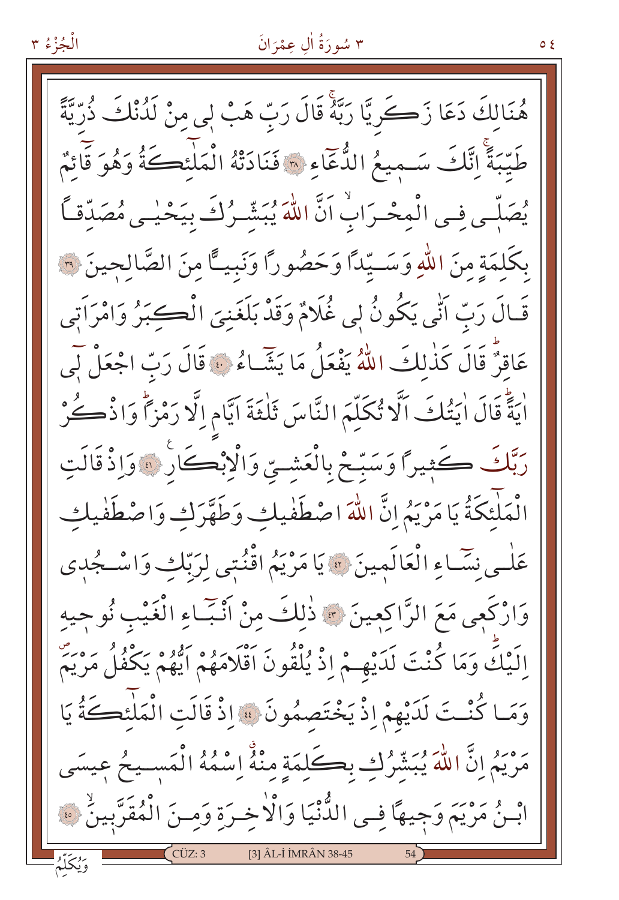هُنَالِكَ دَعَا زَكَرِيَّا رَبَّهُۚ قَالَ رَبِّ هَبْ لِي مِنْ لَدُنْكَ ذُرِّيَّةً طَيِّبَةًۚ اِنَّكَ سَمِيعُ الدُّعَٓاءِ ﴿٣٨﴾ فَنَادَتْهُ الْمَلٰٓئِكَةُ وَهُوَ قَٓائِمٌ يُصَلِّي فِي الْمِحْرَابِۙ اَنَّ اللّٰهَ يُبَشِّرُكَ بِيَحْيٰى مُصَدِّقًا بِكَلِمَةٍ مِنَ اللّٰهِ وَسَيِّدًا وَحَصُورًا وَنَبِيًّا مِنَ الصَّالِحِينَ ﴿٣٩﴾ قَالَ رَبِّ اَنّٰى يَكُونُ لِي غُلَامٌ وَقَدْ بَلَغَنِيَ الْكِبَرُ وَامْرَاَتِي عَاقِرٌۜ قَالَ كَذٰلِكَ اللّٰهُ يَفْعَلُ مَا يَشَٓاءُ ﴿٤٠﴾ قَالَ رَبِّ اجْعَلْ لِٓي اٰيَةًۜ قَالَ اٰيَتُكَ اَلَّا تُكَلِّمَ النَّاسَ ثَلٰثَةَ اَيَّامٍ اِلَّا رَمْزًاۜ وَاذْكُرْ رَبَّكَ كَثِيرًا وَسَبِّحْ بِالْعَشِيِّ وَالْاِبْكَارِ ﴿٤١﴾ وَاِذْ قَالَتِ الْمَلٰٓئِكَةُ يَا مَرْيَمُ اِنَّ اللّٰهَ اصْطَفٰيكِ وَطَهَّرَكِ وَاصْطَفٰيكِ عَلٰى نِسَٓاءِ الْعَالَمِينَ ﴿٤٢﴾ يَا مَرْيَمُ اقْنُتِي لِرَبِّكِ وَاسْجُدِي وَارْكَعِي مَعَ الرَّاكِعِينَ ﴿٤٣﴾ ذٰلِكَ مِنْ اَنْبَٓاءِ الْغَيْبِ نُوحِيهِ اِلَيْكَۜ وَمَا كُنْتَ لَدَيْهِمْ اِذْ يُلْقُونَ اَقْلَامَهُمْ اَيُّهُمْ يَكْفُلُ مَرْيَمَۖ وَمَا كُنْتَ لَدَيْهِمْ اِذْ يَخْتَصِمُونَ ﴿٤٤﴾ اِذْ قَالَتِ الْمَلٰٓئِكَةُ يَا مَرْيَمُ اِنَّ اللّٰهَ يُبَشِّرُكِ بِكَلِمَةٍ مِنْهُۙ اسْمُهُ الْمَسِيحُ عِيسَى ابْنُ مَرْيَمَ وَجِيهًا فِي الدُّنْيَا وَالْاٰخِرَةِ وَمِنَ الْمُقَرَّبِينَۙ ﴿٤٥﴾

وَيُكَلِّمُ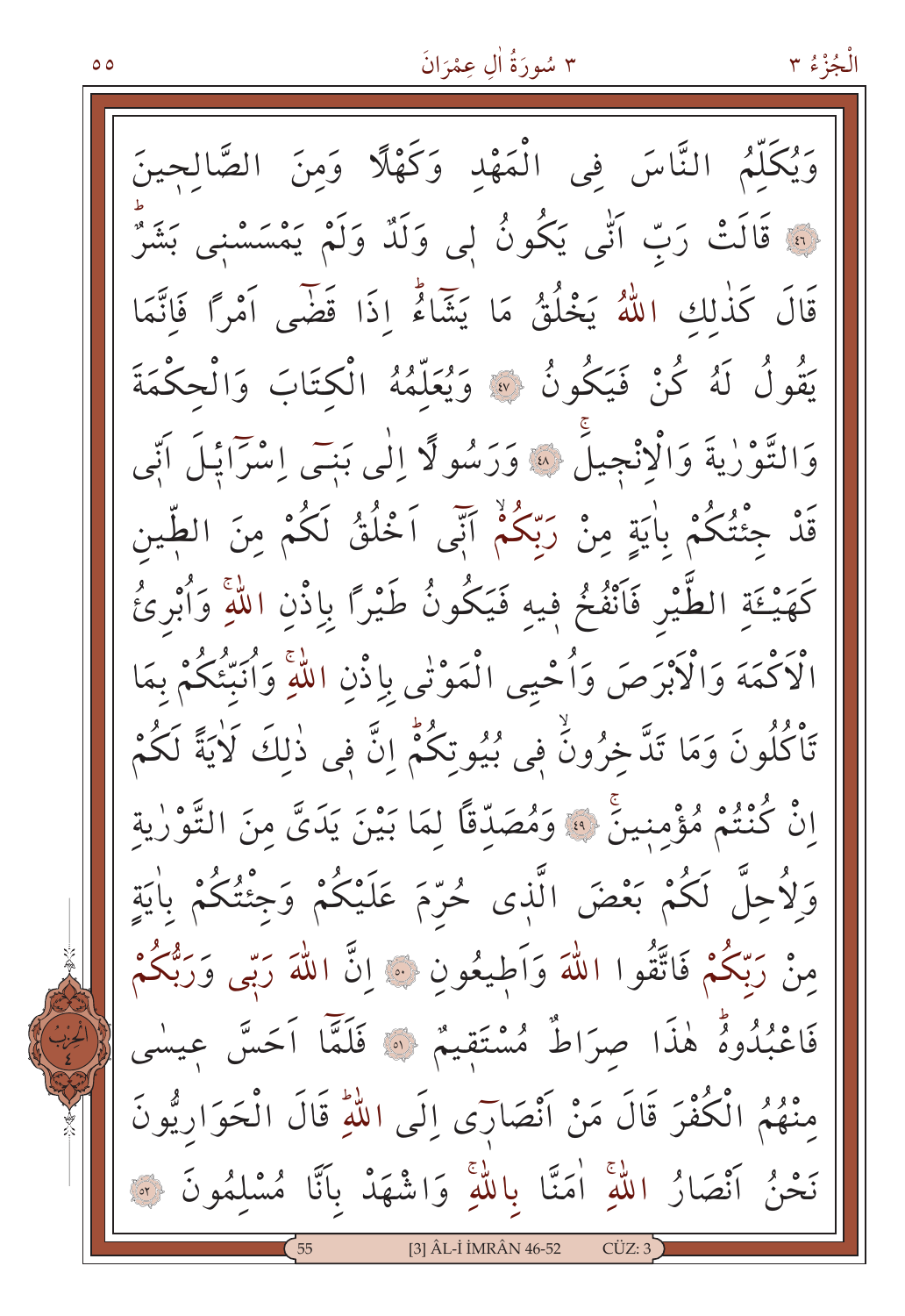وَيُكَلِّمُ النَّاسَ فِى الْمَهْدِ وَكَهْلًا وَمِنَ الصَّالِحِينَ ﴿٤٦﴾ قَالَتْ رَبِّ اَنّٰى يَكُونُ لِى وَلَدٌ وَلَمْ يَمْسَسْنِى بَشَرٌ قَالَ كَذٰلِكِ اللّٰهُ يَخْلُقُ مَا يَشَٓاءُ اِذَا قَضٰٓى اَمْرًا فَاِنَّمَا يَقُولُ لَهُ كُنْ فَيَكُونُ ﴿٤٧﴾ وَيُعَلِّمُهُ الْكِتَابَ وَالْحِكْمَةَ وَالتَّوْرٰيةَ وَالْاِنْجِيلَ ﴿٤٨﴾ وَرَسُولًا اِلٰى بَنٖٓى اِسْرَٓائِلَ اَنّٖى قَدْ جِئْتُكُمْ بِاٰيَةٍ مِنْ رَبِّكُمْ اَنّٖٓى اَخْلُقُ لَكُمْ مِنَ الطّٖينِ كَهَيْـَٔةِ الطَّيْرِ فَاَنْفُخُ فٖيهِ فَيَكُونُ طَيْرًا بِاِذْنِ اللّٰهِ وَاُبْرِئُ الْاَكْمَهَ وَالْاَبْرَصَ وَاُحْيِى الْمَوْتٰى بِاِذْنِ اللّٰهِ وَاُنَبِّئُكُمْ بِمَا تَاْكُلُونَ وَمَا تَدَّخِرُونَ فٖى بُيُوتِكُمْ اِنَّ فٖى ذٰلِكَ لَاٰيَةً لَكُمْ اِنْ كُنْتُمْ مُؤْمِنٖينَ ﴿٤٩﴾ وَمُصَدِّقًا لِمَا بَيْنَ يَدَىَّ مِنَ التَّوْرٰيةِ وَلِاُحِلَّ لَكُمْ بَعْضَ الَّذٖى حُرِّمَ عَلَيْكُمْ وَجِئْتُكُمْ بِاٰيَةٍ مِنْ رَبِّكُمْ فَاتَّقُوا اللّٰهَ وَاَطٖيعُونِ ﴿٥٠﴾ اِنَّ اللّٰهَ رَبّٖى وَرَبُّكُمْ فَاعْبُدُوهُ هٰذَا صِرَاطٌ مُسْتَقٖيمٌ ﴿٥١﴾ فَلَمَّٓا اَحَسَّ عٖيسٰى مِنْهُمُ الْكُفْرَ قَالَ مَنْ اَنْصَارٖٓى اِلَى اللّٰهِ قَالَ الْحَوَارِيُّونَ نَحْنُ اَنْصَارُ اللّٰهِ اٰمَنَّا بِاللّٰهِ وَاشْهَدْ بِاَنَّا مُسْلِمُونَ ﴿٥٢﴾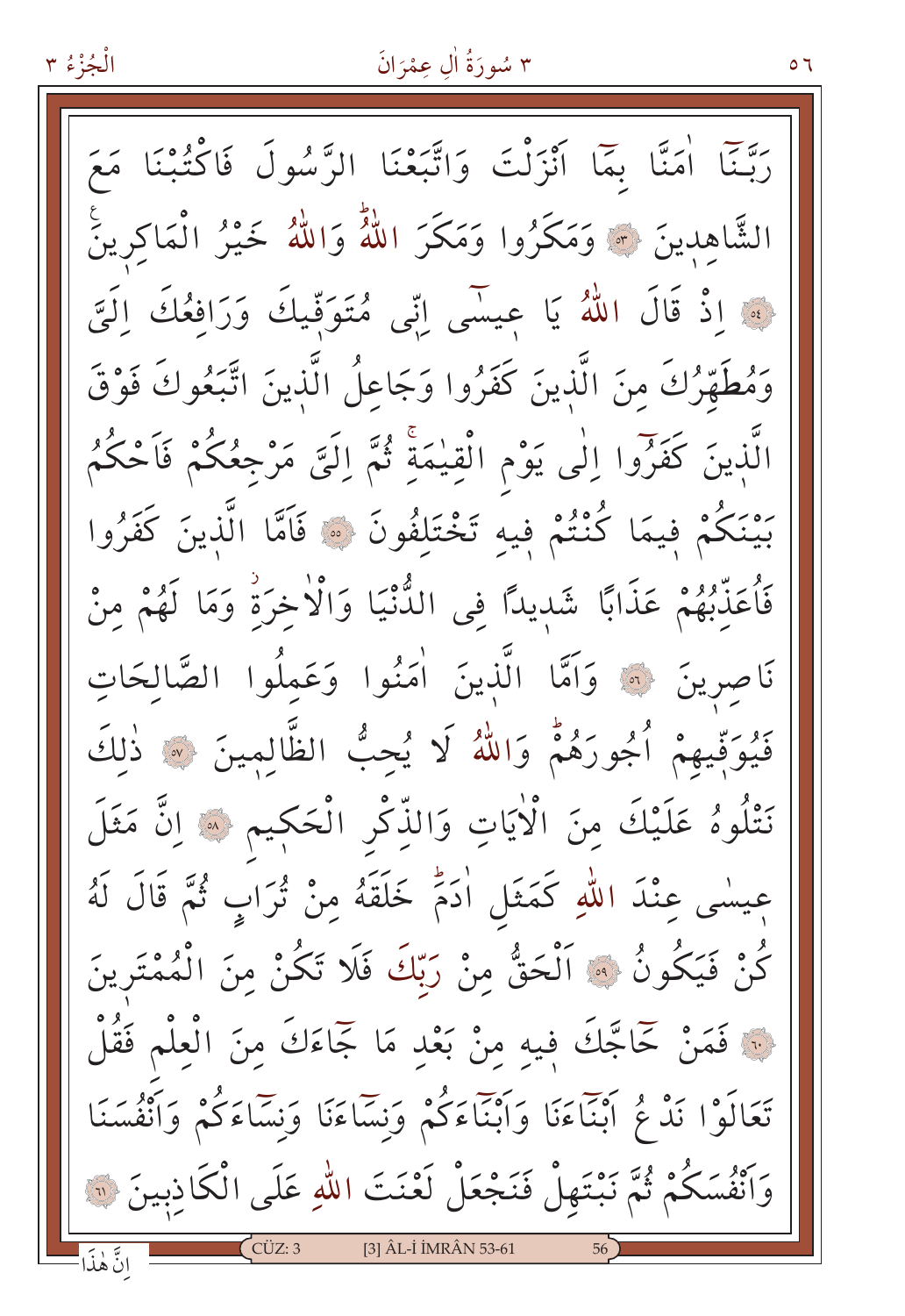رَبَّنَٓا اٰمَنَّا بِمَٓا اَنْزَلْتَ وَاتَّبَعْنَا الرَّسُولَ فَاكْتُبْنَا مَعَ الشَّاهِدِينَ ﴿٥٣﴾ وَمَكَرُوا وَمَكَرَ اللّٰهُۜ وَاللّٰهُ خَيْرُ الْمَاكِرِينَ۟ ﴿٥٤﴾ اِذْ قَالَ اللّٰهُ يَا عِيسٰٓى اِنّ۪ي مُتَوَفّ۪يكَ وَرَافِعُكَ اِلَيَّ وَمُطَهِّرُكَ مِنَ الَّذ۪ينَ كَفَرُوا وَجَاعِلُ الَّذ۪ينَ اتَّبَعُوكَ فَوْقَ الَّذ۪ينَ كَفَرُٓوا اِلٰى يَوْمِ الْقِيٰمَةِۚ ثُمَّ اِلَيَّ مَرْجِعُكُمْ فَاَحْكُمُ بَيْنَكُمْ ف۪يمَا كُنْتُمْ ف۪يهِ تَخْتَلِفُونَ ﴿٥٥﴾ فَاَمَّا الَّذ۪ينَ كَفَرُوا فَاُعَذِّبُهُمْ عَذَابًا شَد۪يدًا فِي الدُّنْيَا وَالْاٰخِرَةِۘ وَمَا لَهُمْ مِنْ نَاصِر۪ينَ ﴿٥٦﴾ وَاَمَّا الَّذ۪ينَ اٰمَنُوا وَعَمِلُوا الصَّالِحَاتِ فَيُوَفّ۪يهِمْ اُجُورَهُمْۜ وَاللّٰهُ لَا يُحِبُّ الظَّالِم۪ينَ ﴿٥٧﴾ ذٰلِكَ نَتْلُوهُ عَلَيْكَ مِنَ الْاٰيَاتِ وَالذِّكْرِ الْحَك۪يمِ ﴿٥٨﴾ اِنَّ مَثَلَ ع۪يسٰى عِنْدَ اللّٰهِ كَمَثَلِ اٰدَمَۜ خَلَقَهُ مِنْ تُرَابٍ ثُمَّ قَالَ لَهُ كُنْ فَيَكُونُ ﴿٥٩﴾ اَلْحَقُّ مِنْ رَبِّكَ فَلَا تَكُنْ مِنَ الْمُمْتَر۪ينَ ﴿٦٠﴾ فَمَنْ حَٓاجَّكَ ف۪يهِ مِنْ بَعْدِ مَا جَٓاءَكَ مِنَ الْعِلْمِ فَقُلْ تَعَالَوْا نَدْعُ اَبْنَٓاءَنَا وَاَبْنَٓاءَكُمْ وَنِسَٓاءَنَا وَنِسَٓاءَكُمْ وَاَنْفُسَنَا وَاَنْفُسَكُمْ ثُمَّ نَبْتَهِلْ فَنَجْعَلْ لَعْنَتَ اللّٰهِ عَلَى الْكَاذِب۪ينَ ﴿٦١﴾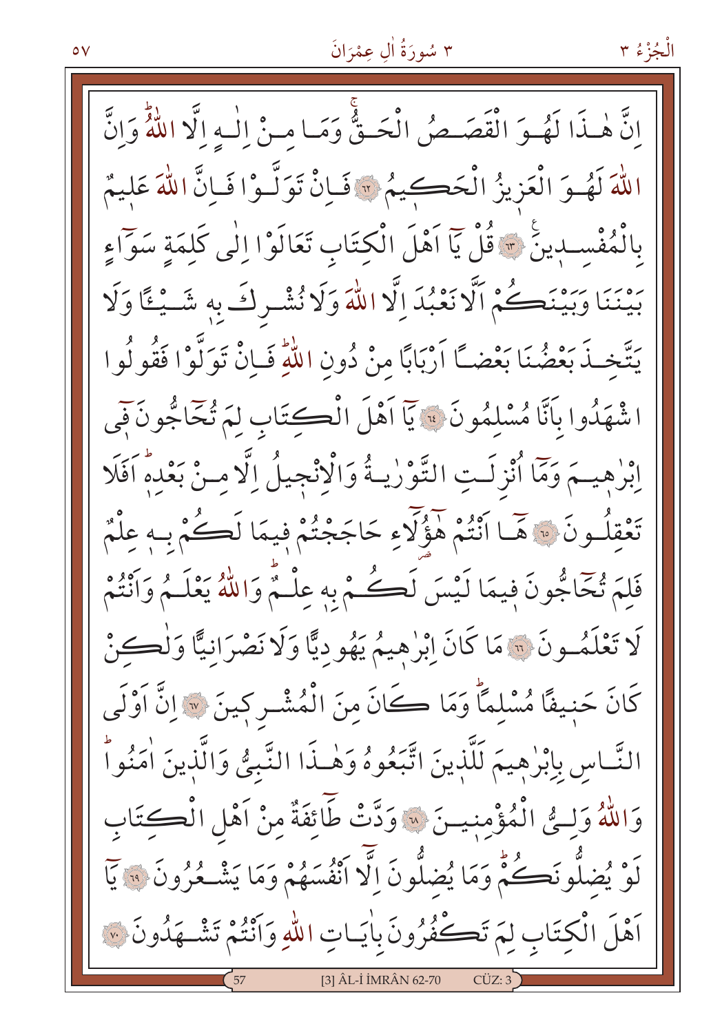اِنَّ هٰذَا لَهُوَ الْقَصَصُ الْحَقُّۚ وَمَا مِنْ اِلٰهٍ اِلَّا اللّٰهُۜ وَاِنَّ اللّٰهَ لَهُوَ الْعَزِيزُ الْحَكِيمُ ﴿٦٢﴾ فَاِنْ تَوَلَّوْا فَاِنَّ اللّٰهَ عَلِيمٌ بِالْمُفْسِدِينَ ﴿٦٣﴾ قُلْ يَٓا اَهْلَ الْكِتَابِ تَعَالَوْا اِلٰى كَلِمَةٍ سَوَٓاءٍ بَيْنَنَا وَبَيْنَكُمْ اَلَّا نَعْبُدَ اِلَّا اللّٰهَ وَلَا نُشْرِكَ بِه۪ شَيْـًٔا وَلَا يَتَّخِذَ بَعْضُنَا بَعْضًا اَرْبَابًا مِنْ دُونِ اللّٰهِۜ فَاِنْ تَوَلَّوْا فَقُولُوا اشْهَدُوا بِاَنَّا مُسْلِمُونَ ﴿٦٤﴾ يَٓا اَهْلَ الْكِتَابِ لِمَ تُحَٓاجُّونَ ف۪ٓي اِبْرٰه۪يمَ وَمَٓا اُنْزِلَتِ التَّوْرٰيةُ وَالْاِنْج۪يلُ اِلَّا مِنْ بَعْدِه۪ۜ اَفَلَا تَعْقِلُونَ ﴿٦٥﴾ هَٓا اَنْتُمْ هٰٓؤُلَٓاءِ حَاجَجْتُمْ ف۪يمَا لَكُمْ بِه۪ عِلْمٌ فَلِمَ تُحَٓاجُّونَ ف۪يمَا لَيْسَ لَكُمْ بِه۪ عِلْمٌۜ وَاللّٰهُ يَعْلَمُ وَاَنْتُمْ لَا تَعْلَمُونَ ﴿٦٦﴾ مَا كَانَ اِبْرٰه۪يمُ يَهُودِيًّا وَلَا نَصْرَانِيًّا وَلٰكِنْ كَانَ حَن۪يفًا مُسْلِمًاۜ وَمَا كَانَ مِنَ الْمُشْرِك۪ينَ ﴿٦٧﴾ اِنَّ اَوْلَى النَّاسِ بِاِبْرٰه۪يمَ لَلَّذ۪ينَ اتَّبَعُوهُ وَهٰذَا النَّبِيُّ وَالَّذ۪ينَ اٰمَنُواۜ وَاللّٰهُ وَلِيُّ الْمُؤْمِن۪ينَ ﴿٦٨﴾ وَدَّتْ طَٓائِفَةٌ مِنْ اَهْلِ الْكِتَابِ لَوْ يُضِلُّونَكُمْۜ وَمَا يُضِلُّونَ اِلَّٓا اَنْفُسَهُمْ وَمَا يَشْعُرُونَ ﴿٦٩﴾ يَٓا اَهْلَ الْكِتَابِ لِمَ تَكْفُرُونَ بِاٰيَاتِ اللّٰهِ وَاَنْتُمْ تَشْهَدُونَ ﴿٧٠﴾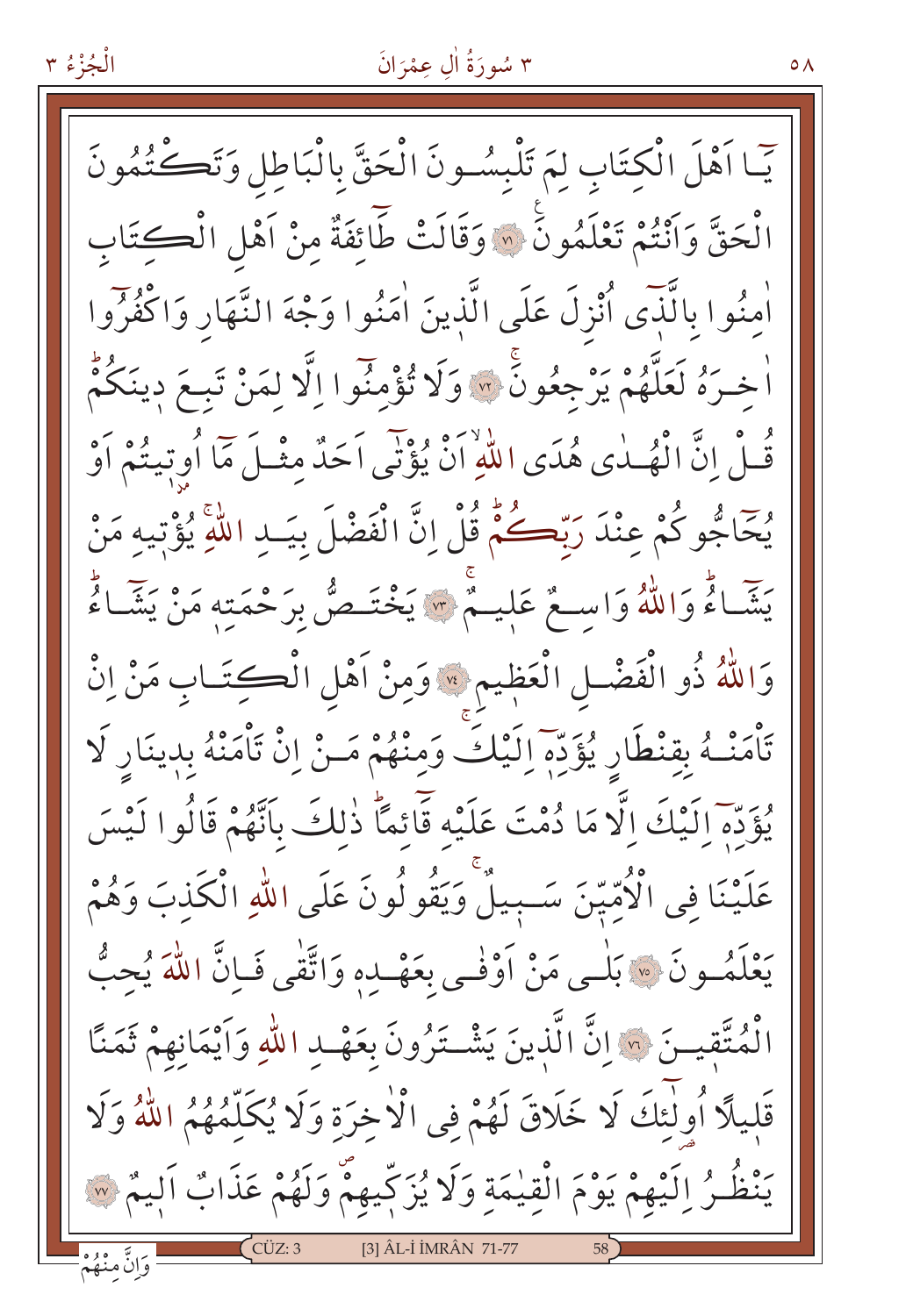يَٓا اَهْلَ الْكِتَابِ لِمَ تَلْبِسُونَ الْحَقَّ بِالْبَاطِلِ وَتَكْتُمُونَ الْحَقَّ وَاَنْتُمْ تَعْلَمُونَ ﴿٧١﴾ وَقَالَتْ طَٓائِفَةٌ مِنْ اَهْلِ الْكِتَابِ اٰمِنُوا بِالَّذٖٓى اُنْزِلَ عَلَى الَّذٖينَ اٰمَنُوا وَجْهَ النَّهَارِ وَاكْفُرُوٓا اٰخِرَهُ لَعَلَّهُمْ يَرْجِعُونَ ﴿٧٢﴾ وَلَا تُؤْمِنُوٓا اِلَّا لِمَنْ تَبِعَ دٖينَكُمْ قُلْ اِنَّ الْهُدٰى هُدَى اللّٰهِ اَنْ يُؤْتٰٓى اَحَدٌ مِثْلَ مَٓا اُوتٖيتُمْ اَوْ يُحَٓاجُّوكُمْ عِنْدَ رَبِّكُمْ قُلْ اِنَّ الْفَضْلَ بِيَدِ اللّٰهِ يُؤْتٖيهِ مَنْ يَشَٓاءُ وَاللّٰهُ وَاسِعٌ عَلٖيمٌ ﴿٧٣﴾ يَخْتَصُّ بِرَحْمَتِهٖ مَنْ يَشَٓاءُ وَاللّٰهُ ذُو الْفَضْلِ الْعَظٖيمِ ﴿٧٤﴾ وَمِنْ اَهْلِ الْكِتَابِ مَنْ اِنْ تَاْمَنْهُ بِقِنْطَارٍ يُؤَدِّهٖٓ اِلَيْكَ وَمِنْهُمْ مَنْ اِنْ تَاْمَنْهُ بِدٖينَارٍ لَا يُؤَدِّهٖٓ اِلَيْكَ اِلَّا مَا دُمْتَ عَلَيْهِ قَٓائِمًا ذٰلِكَ بِاَنَّهُمْ قَالُوا لَيْسَ عَلَيْنَا فِى الْاُمِّيّٖنَ سَبٖيلٌ وَيَقُولُونَ عَلَى اللّٰهِ الْكَذِبَ وَهُمْ يَعْلَمُونَ ﴿٧٥﴾ بَلٰى مَنْ اَوْفٰى بِعَهْدِهٖ وَاتَّقٰى فَاِنَّ اللّٰهَ يُحِبُّ الْمُتَّقٖينَ ﴿٧٦﴾ اِنَّ الَّذٖينَ يَشْتَرُونَ بِعَهْدِ اللّٰهِ وَاَيْمَانِهِمْ ثَمَنًا قَلٖيلًا اُولٰٓئِكَ لَا خَلَاقَ لَهُمْ فِى الْاٰخِرَةِ وَلَا يُكَلِّمُهُمُ اللّٰهُ وَلَا يَنْظُرُ اِلَيْهِمْ يَوْمَ الْقِيٰمَةِ وَلَا يُزَكّٖيهِمْ وَلَهُمْ عَذَابٌ اَلٖيمٌ ﴿٧٧﴾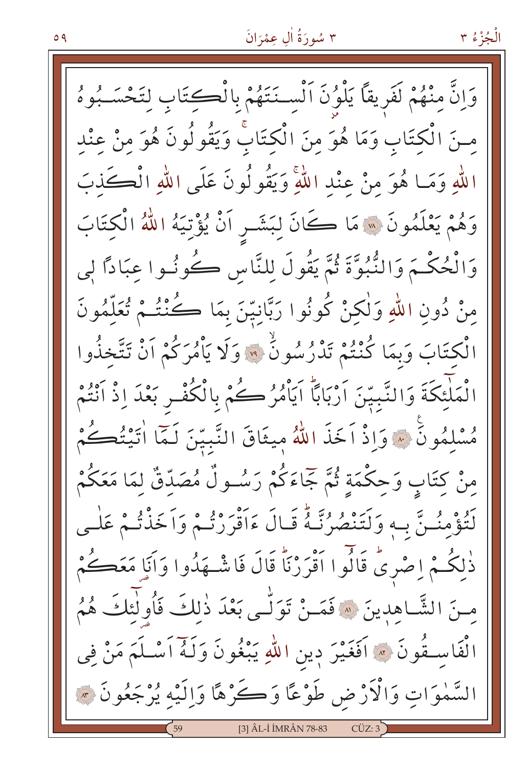وَاِنَّ مِنْهُمْ لَفَرِيقاً يَلْوُنَ اَلْسِنَتَهُمْ بِالْكِتَابِ لِتَحْسَبُوهُ مِنَ الْكِتَابِ وَمَا هُوَ مِنَ الْكِتَابِۚ وَيَقُولُونَ هُوَ مِنْ عِنْدِ اللّٰهِ وَمَا هُوَ مِنْ عِنْدِ اللّٰهِۚ وَيَقُولُونَ عَلَى اللّٰهِ الْكَذِبَ وَهُمْ يَعْلَمُونَ ﴿٧٨﴾ مَا كَانَ لِبَشَرٍ اَنْ يُؤْتِيَهُ اللّٰهُ الْكِتَابَ وَالْحُكْمَ وَالنُّبُوَّةَ ثُمَّ يَقُولَ لِلنَّاسِ كُونُوا عِبَاداً لِي مِنْ دُونِ اللّٰهِ وَلٰكِنْ كُونُوا رَبَّانِيّٖنَ بِمَا كُنْتُمْ تُعَلِّمُونَ الْكِتَابَ وَبِمَا كُنْتُمْ تَدْرُسُونَۙ ﴿٧٩﴾ وَلَا يَاْمُرَكُمْ اَنْ تَتَّخِذُوا الْمَلٰٓئِكَةَ وَالنَّبِيّٖنَ اَرْبَاباًۜ اَيَاْمُرُكُمْ بِالْكُفْرِ بَعْدَ اِذْ اَنْتُمْ مُسْلِمُونَ ﴿٨٠﴾ وَاِذْ اَخَذَ اللّٰهُ مِيثَاقَ النَّبِيّٖنَ لَمَٓا اٰتَيْتُكُمْ مِنْ كِتَابٍ وَحِكْمَةٍ ثُمَّ جَٓاءَكُمْ رَسُولٌ مُصَدِّقٌ لِمَا مَعَكُمْ لَتُؤْمِنُنَّ بِهٖ وَلَتَنْصُرُنَّهُۜ قَالَ ءَاَقْرَرْتُمْ وَاَخَذْتُمْ عَلٰى ذٰلِكُمْ اِصْرٖيۜ قَالُٓوا اَقْرَرْنَاۜ قَالَ فَاشْهَدُوا وَاَنَا مَعَكُمْ مِنَ الشَّاهِدٖينَ ﴿٨١﴾ فَمَنْ تَوَلّٰى بَعْدَ ذٰلِكَ فَاُو۬لٰٓئِكَ هُمُ الْفَاسِقُونَ ﴿٨٢﴾ اَفَغَيْرَ دٖينِ اللّٰهِ يَبْغُونَ وَلَهُٓ اَسْلَمَ مَنْ فِي السَّمٰوَاتِ وَالْاَرْضِ طَوْعاً وَكَرْهاً وَاِلَيْهِ يُرْجَعُونَ ﴿٨٣﴾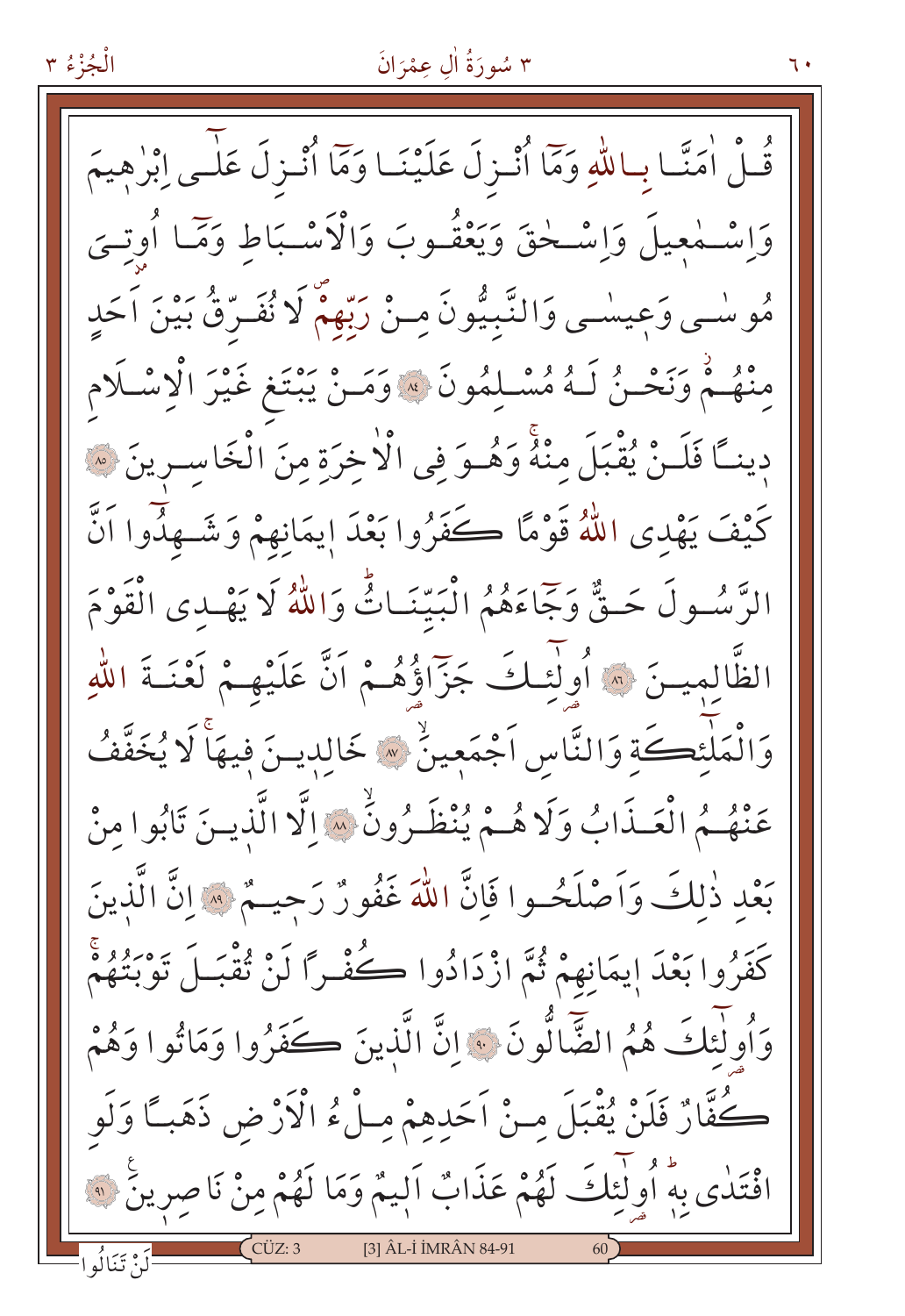قُلْ اٰمَنَّا بِاللّٰهِ وَمَٓا اُنْزِلَ عَلَيْنَا وَمَٓا اُنْزِلَ عَلٰٓى اِبْرٰهٖيمَ وَاِسْمٰعٖيلَ وَاِسْحٰقَ وَيَعْقُوبَ وَالْاَسْبَاطِ وَمَٓا اُوتِيَ مُوسٰى وَعٖيسٰى وَالنَّبِيُّونَ مِنْ رَبِّهِمْۖ لَا نُفَرِّقُ بَيْنَ اَحَدٍ مِنْهُمْۘ وَنَحْنُ لَهُ مُسْلِمُونَ ﴿٨٤﴾ وَمَنْ يَبْتَغِ غَيْرَ الْاِسْلَامِ دٖينًا فَلَنْ يُقْبَلَ مِنْهُۚ وَهُوَ فِي الْاٰخِرَةِ مِنَ الْخَاسِرٖينَ ﴿٨٥﴾ كَيْفَ يَهْدِي اللّٰهُ قَوْمًا كَفَرُوا بَعْدَ اٖيمَانِهِمْ وَشَهِدُٓوا اَنَّ الرَّسُولَ حَقٌّ وَجَٓاءَهُمُ الْبَيِّنَاتُۜ وَاللّٰهُ لَا يَهْدِي الْقَوْمَ الظَّالِمٖينَ ﴿٨٦﴾ اُولٰٓئِكَ جَزَٓاؤُهُمْ اَنَّ عَلَيْهِمْ لَعْنَةَ اللّٰهِ وَالْمَلٰٓئِكَةِ وَالنَّاسِ اَجْمَعٖينَۙ ﴿٨٧﴾ خَالِدٖينَ فٖيهَاۚ لَا يُخَفَّفُ عَنْهُمُ الْعَذَابُ وَلَا هُمْ يُنْظَرُونَۙ ﴿٨٨﴾ اِلَّا الَّذٖينَ تَابُوا مِنْ بَعْدِ ذٰلِكَ وَاَصْلَحُوا فَاِنَّ اللّٰهَ غَفُورٌ رَحٖيمٌ ﴿٨٩﴾ اِنَّ الَّذٖينَ كَفَرُوا بَعْدَ اٖيمَانِهِمْ ثُمَّ ازْدَادُوا كُفْرًا لَنْ تُقْبَلَ تَوْبَتُهُمْۚ وَاُولٰٓئِكَ هُمُ الضَّٓالُّونَ ﴿٩٠﴾ اِنَّ الَّذٖينَ كَفَرُوا وَمَاتُوا وَهُمْ كُفَّارٌ فَلَنْ يُقْبَلَ مِنْ اَحَدِهِمْ مِلْءُ الْاَرْضِ ذَهَبًا وَلَوِ افْتَدٰى بِهٖۜ اُولٰٓئِكَ لَهُمْ عَذَابٌ اَلٖيمٌ وَمَا لَهُمْ مِنْ نَاصِرٖينَ ﴿٩١﴾